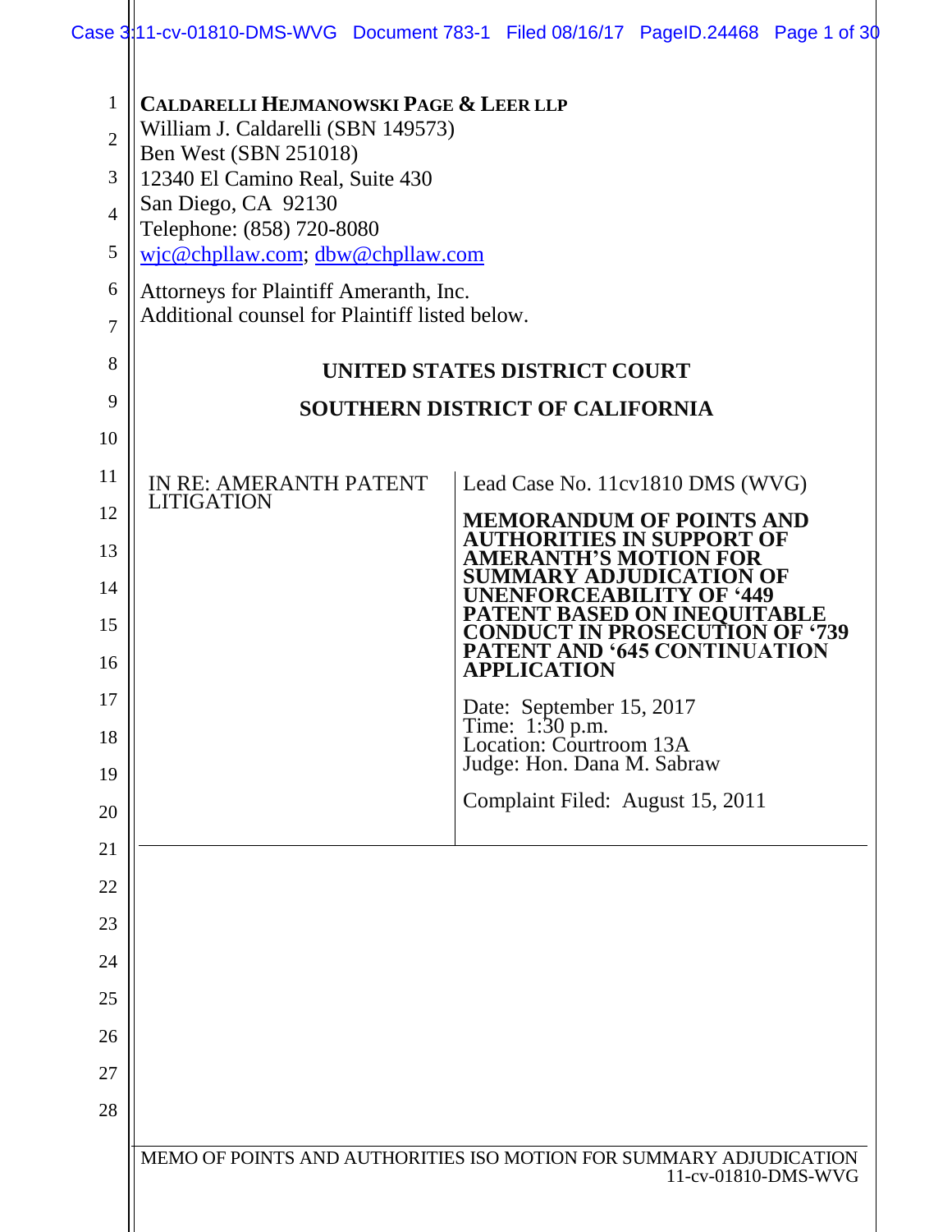**CALDARELLI HEJMANOWSKI PAGE & LEER LLP**
William J. Caldarelli (SBN 149573)
Ben West (SBN 251018)
12340 El Camino Real, Suite 430
San Diego, CA 92130
Telephone: (858) 720-8080
wjc@chpllaw.com; dbw@chpllaw.com

Attorneys for Plaintiff Ameranth, Inc.
Additional counsel for Plaintiff listed below.

**UNITED STATES DISTRICT COURT**

**SOUTHERN DISTRICT OF CALIFORNIA**

| | |
|---|---|
| IN RE: AMERANTH PATENT LITIGATION | Lead Case No. 11cv1810 DMS (WVG)<br><br>**MEMORANDUM OF POINTS AND AUTHORITIES IN SUPPORT OF AMERANTH'S MOTION FOR SUMMARY ADJUDICATION OF UNENFORCEABILITY OF '449 PATENT BASED ON INEQUITABLE CONDUCT IN PROSECUTION OF '739 PATENT AND '645 CONTINUATION APPLICATION**<br><br>Date: September 15, 2017<br>Time: 1:30 p.m.<br>Location: Courtroom 13A<br>Judge: Hon. Dana M. Sabraw<br><br>Complaint Filed: August 15, 2011 |

MEMO OF POINTS AND AUTHORITIES ISO MOTION FOR SUMMARY ADJUDICATION
11-cv-01810-DMS-WVG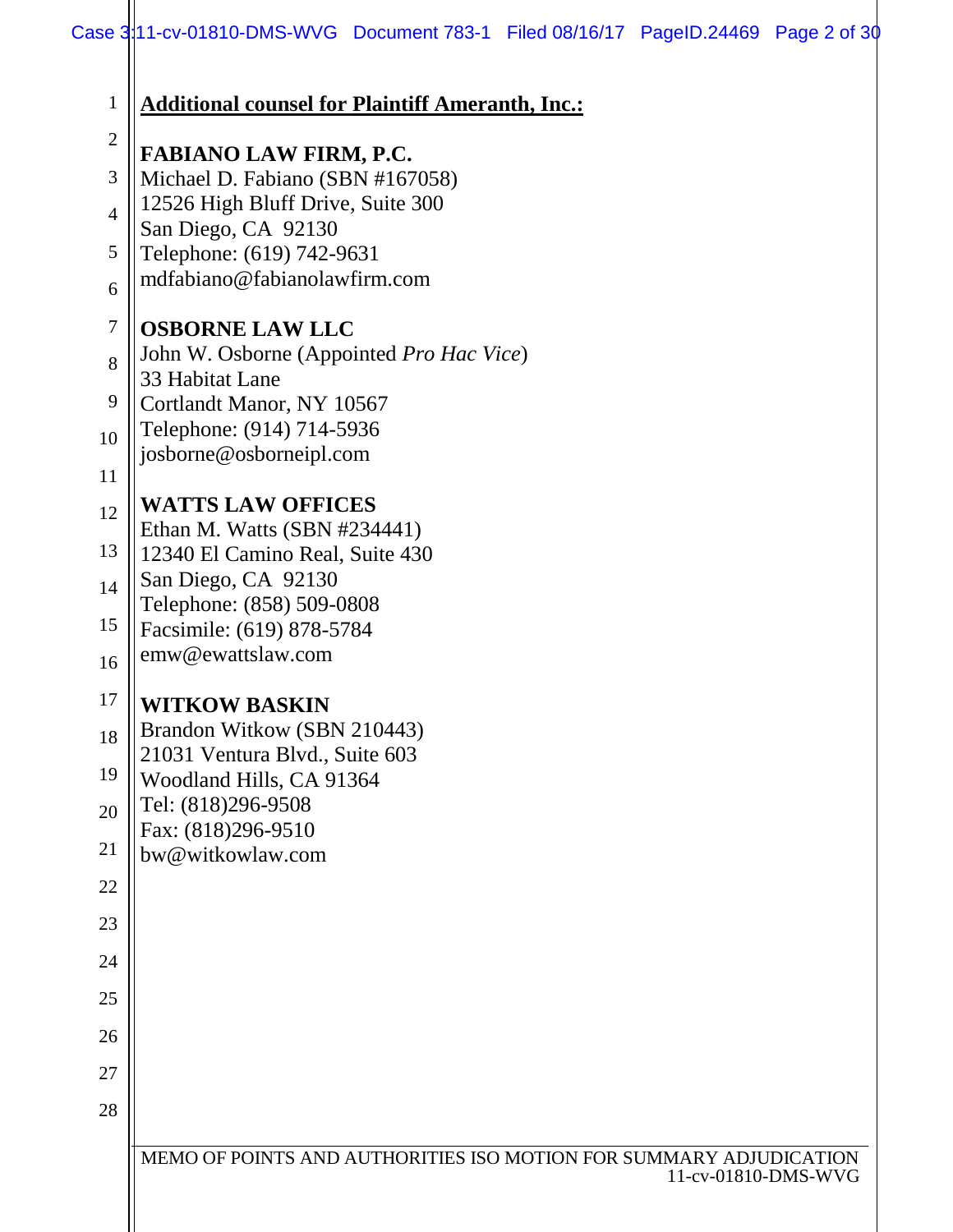**<u>Additional counsel for Plaintiff Ameranth, Inc.:</u>**

**FABIANO LAW FIRM, P.C.**
Michael D. Fabiano (SBN #167058)
12526 High Bluff Drive, Suite 300
San Diego, CA 92130
Telephone: (619) 742-9631
mdfabiano@fabianolawfirm.com

**OSBORNE LAW LLC**
John W. Osborne (Appointed *Pro Hac Vice*)
33 Habitat Lane
Cortlandt Manor, NY 10567
Telephone: (914) 714-5936
josborne@osborneipl.com

**WATTS LAW OFFICES**
Ethan M. Watts (SBN #234441)
12340 El Camino Real, Suite 430
San Diego, CA 92130
Telephone: (858) 509-0808
Facsimile: (619) 878-5784
emw@ewattslaw.com

**WITKOW BASKIN**
Brandon Witkow (SBN 210443)
21031 Ventura Blvd., Suite 603
Woodland Hills, CA 91364
Tel: (818)296-9508
Fax: (818)296-9510
bw@witkowlaw.com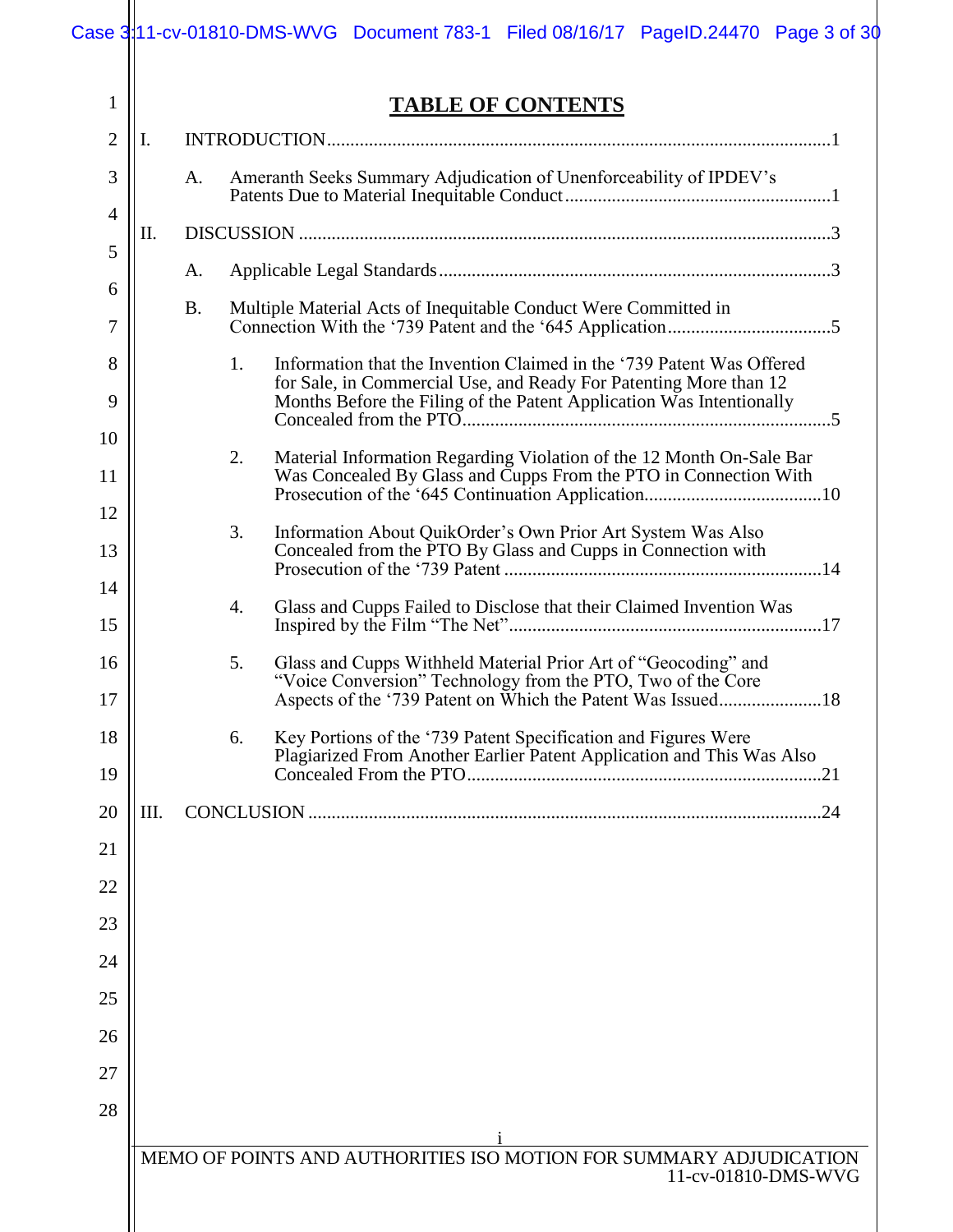# TABLE OF CONTENTS

I. INTRODUCTION ........................................................................................................1

A. Ameranth Seeks Summary Adjudication of Unenforceability of IPDEV's Patents Due to Material Inequitable Conduct ........................................................1

II. DISCUSSION ..........................................................................................................3

A. Applicable Legal Standards ....................................................................................3

B. Multiple Material Acts of Inequitable Conduct Were Committed in Connection With the '739 Patent and the '645 Application ...................................5

1. Information that the Invention Claimed in the '739 Patent Was Offered for Sale, in Commercial Use, and Ready For Patenting More than 12 Months Before the Filing of the Patent Application Was Intentionally Concealed from the PTO ...............................................................................5

2. Material Information Regarding Violation of the 12 Month On-Sale Bar Was Concealed By Glass and Cupps From the PTO in Connection With Prosecution of the '645 Continuation Application......................................10

3. Information About QuikOrder's Own Prior Art System Was Also Concealed from the PTO By Glass and Cupps in Connection with Prosecution of the '739 Patent ....................................................................14

4. Glass and Cupps Failed to Disclose that their Claimed Invention Was Inspired by the Film "The Net"...................................................................17

5. Glass and Cupps Withheld Material Prior Art of "Geocoding" and "Voice Conversion" Technology from the PTO, Two of the Core Aspects of the '739 Patent on Which the Patent Was Issued......................18

6. Key Portions of the '739 Patent Specification and Figures Were Plagiarized From Another Earlier Patent Application and This Was Also Concealed From the PTO ............................................................................21

III. CONCLUSION .............................................................................................................24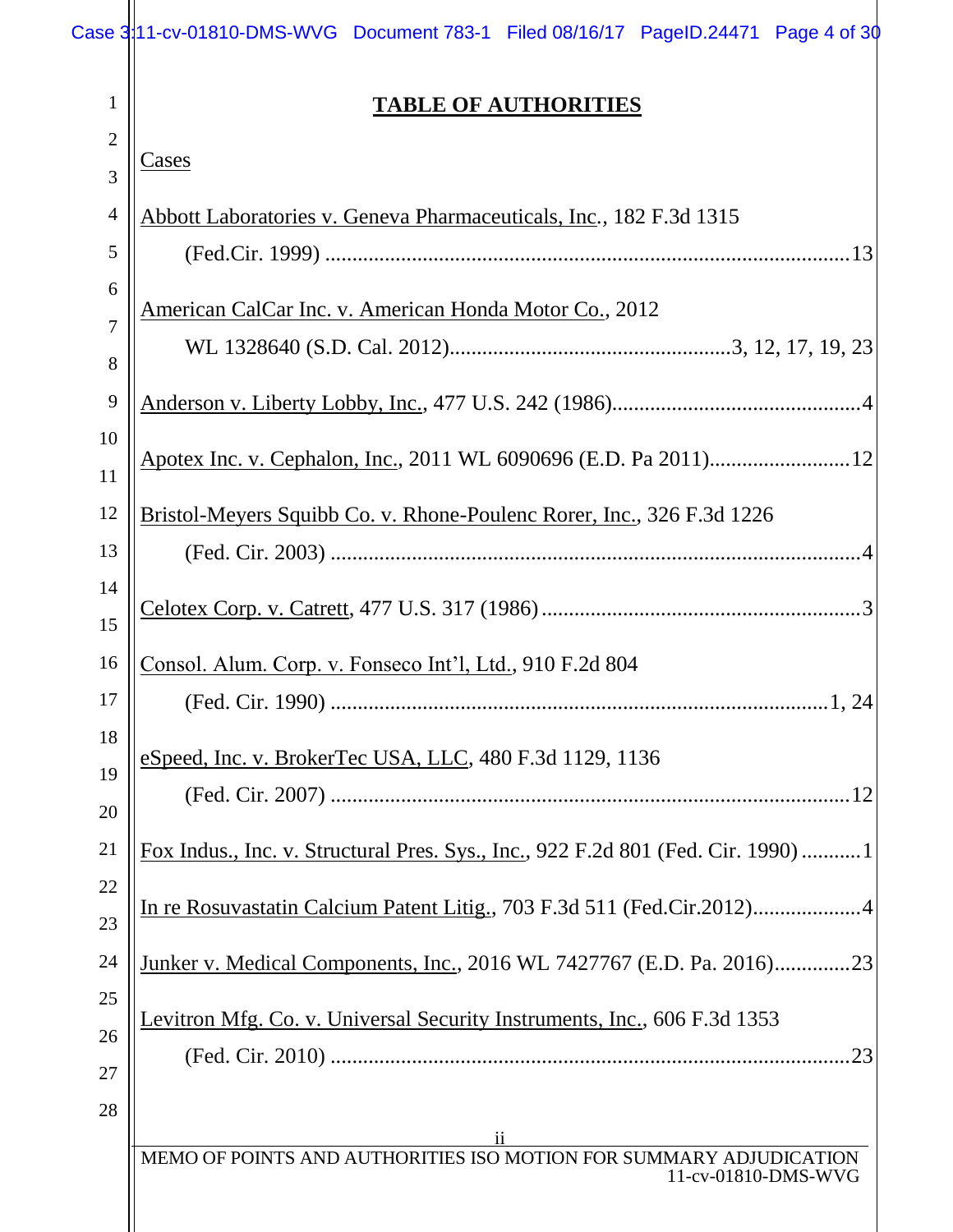# TABLE OF AUTHORITIES

Cases

Abbott Laboratories v. Geneva Pharmaceuticals, Inc., 182 F.3d 1315 (Fed.Cir. 1999) ....................13

American CalCar Inc. v. American Honda Motor Co., 2012 WL 1328640 (S.D. Cal. 2012)....................3, 12, 17, 19, 23

Anderson v. Liberty Lobby, Inc., 477 U.S. 242 (1986)....................4

Apotex Inc. v. Cephalon, Inc., 2011 WL 6090696 (E.D. Pa 2011)....................12

Bristol-Meyers Squibb Co. v. Rhone-Poulenc Rorer, Inc., 326 F.3d 1226 (Fed. Cir. 2003) ....................4

Celotex Corp. v. Catrett, 477 U.S. 317 (1986) ....................3

Consol. Alum. Corp. v. Fonseco Int'l, Ltd., 910 F.2d 804 (Fed. Cir. 1990) ....................1, 24

eSpeed, Inc. v. BrokerTec USA, LLC, 480 F.3d 1129, 1136 (Fed. Cir. 2007) ....................12

Fox Indus., Inc. v. Structural Pres. Sys., Inc., 922 F.2d 801 (Fed. Cir. 1990) ....................1

In re Rosuvastatin Calcium Patent Litig., 703 F.3d 511 (Fed.Cir.2012)....................4

Junker v. Medical Components, Inc., 2016 WL 7427767 (E.D. Pa. 2016)....................23

Levitron Mfg. Co. v. Universal Security Instruments, Inc., 606 F.3d 1353 (Fed. Cir. 2010) ....................23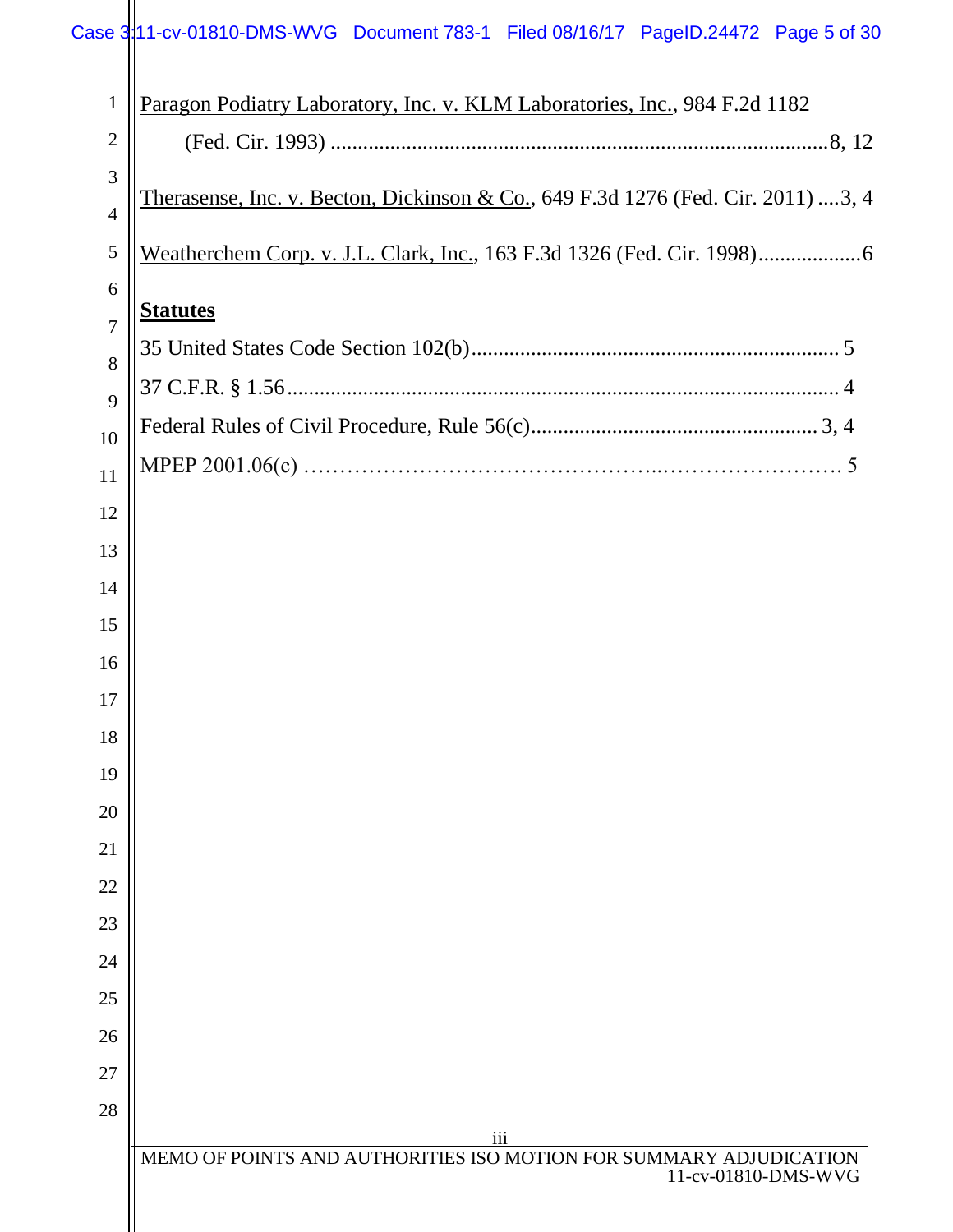Paragon Podiatry Laboratory, Inc. v. KLM Laboratories, Inc., 984 F.2d 1182 (Fed. Cir. 1993) ....................................................................................... 8, 12

Therasense, Inc. v. Becton, Dickinson & Co., 649 F.3d 1276 (Fed. Cir. 2011) ....3, 4

Weatherchem Corp. v. J.L. Clark, Inc., 163 F.3d 1326 (Fed. Cir. 1998)..................6

**Statutes**

35 United States Code Section 102(b).................................................................. 5

37 C.F.R. § 1.56.................................................................................................... 4

Federal Rules of Civil Procedure, Rule 56(c).................................................... 3, 4

MPEP 2001.06(c) ……………………………………..……………………. 5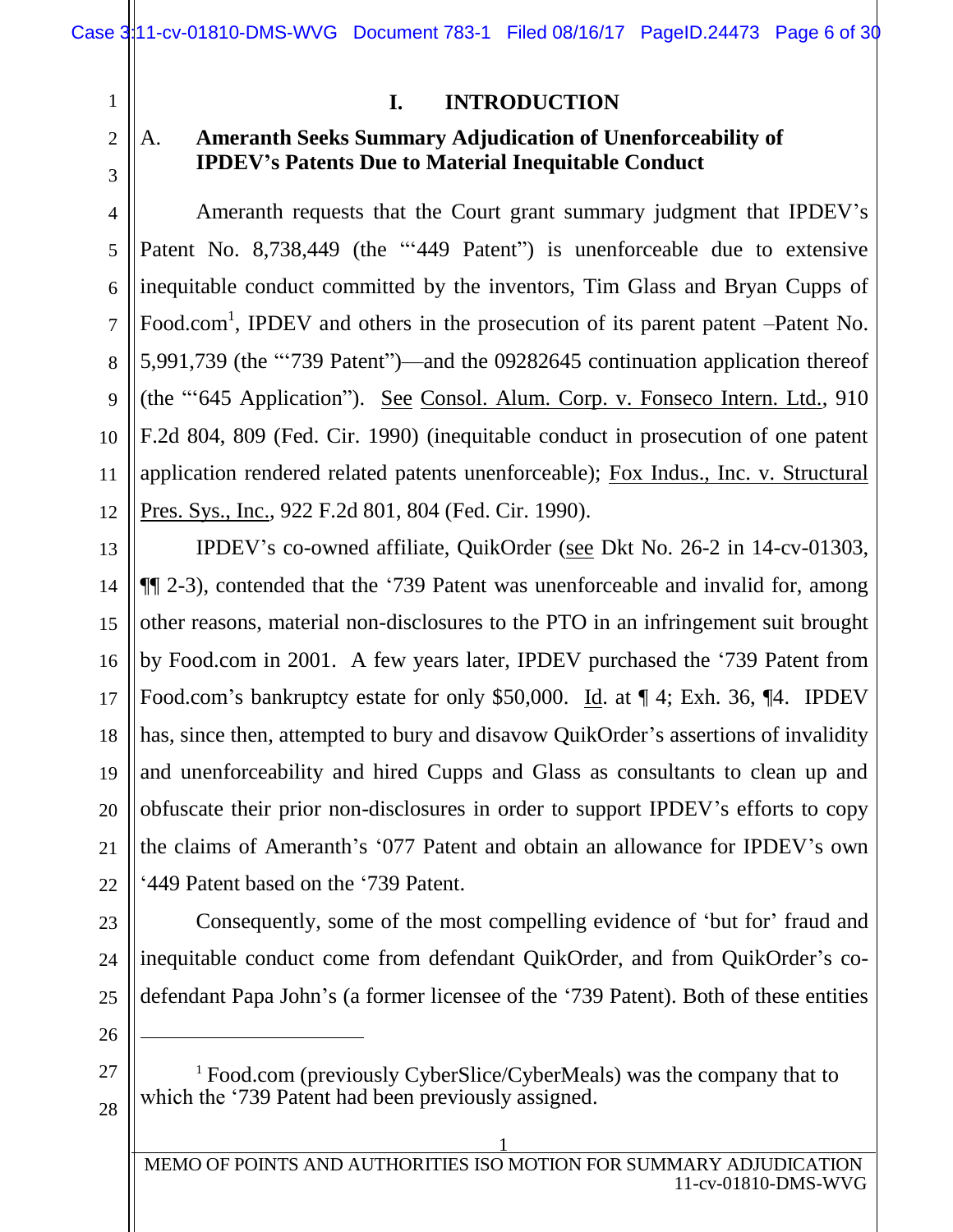# I. INTRODUCTION

## A. Ameranth Seeks Summary Adjudication of Unenforceability of IPDEV's Patents Due to Material Inequitable Conduct

Ameranth requests that the Court grant summary judgment that IPDEV's Patent No. 8,738,449 (the "'449 Patent") is unenforceable due to extensive inequitable conduct committed by the inventors, Tim Glass and Bryan Cupps of Food.com[1], IPDEV and others in the prosecution of its parent patent –Patent No. 5,991,739 (the "'739 Patent")—and the 09282645 continuation application thereof (the "'645 Application"). See Consol. Alum. Corp. v. Fonseco Intern. Ltd., 910 F.2d 804, 809 (Fed. Cir. 1990) (inequitable conduct in prosecution of one patent application rendered related patents unenforceable); Fox Indus., Inc. v. Structural Pres. Sys., Inc., 922 F.2d 801, 804 (Fed. Cir. 1990).

IPDEV's co-owned affiliate, QuikOrder (see Dkt No. 26-2 in 14-cv-01303, ¶¶ 2-3), contended that the '739 Patent was unenforceable and invalid for, among other reasons, material non-disclosures to the PTO in an infringement suit brought by Food.com in 2001. A few years later, IPDEV purchased the '739 Patent from Food.com's bankruptcy estate for only $50,000. Id. at ¶ 4; Exh. 36, ¶4. IPDEV has, since then, attempted to bury and disavow QuikOrder's assertions of invalidity and unenforceability and hired Cupps and Glass as consultants to clean up and obfuscate their prior non-disclosures in order to support IPDEV's efforts to copy the claims of Ameranth's '077 Patent and obtain an allowance for IPDEV's own '449 Patent based on the '739 Patent.

Consequently, some of the most compelling evidence of 'but for' fraud and inequitable conduct come from defendant QuikOrder, and from QuikOrder's co-defendant Papa John's (a former licensee of the '739 Patent). Both of these entities

[1] Food.com (previously CyberSlice/CyberMeals) was the company that to which the '739 Patent had been previously assigned.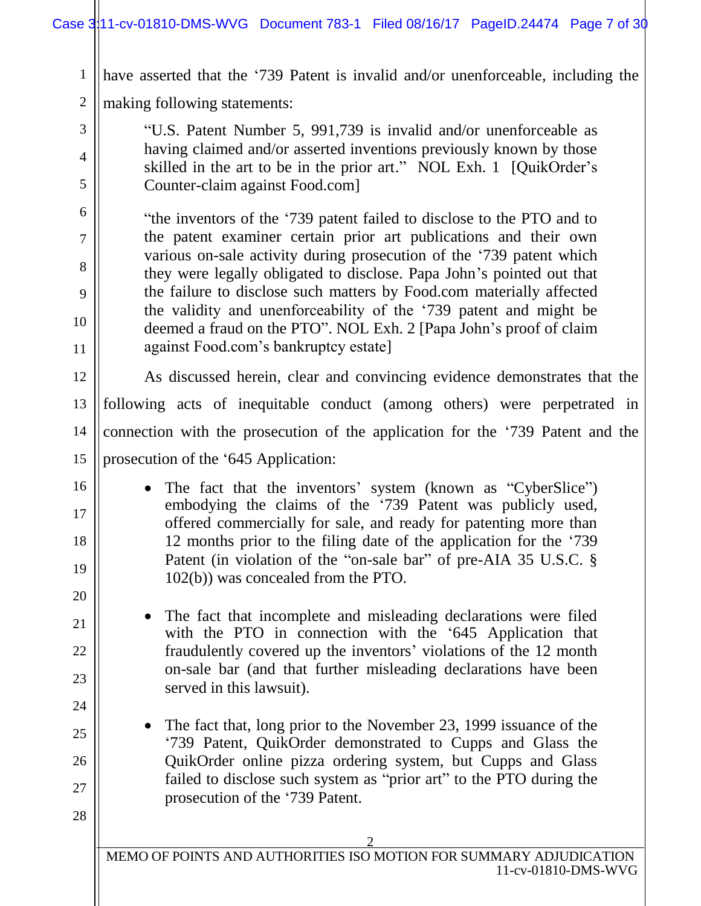have asserted that the ‘739 Patent is invalid and/or unenforceable, including the making following statements:

> “U.S. Patent Number 5, 991,739 is invalid and/or unenforceable as having claimed and/or asserted inventions previously known by those skilled in the art to be in the prior art.” NOL Exh. 1 [QuikOrder’s Counter-claim against Food.com]

> “the inventors of the ‘739 patent failed to disclose to the PTO and to the patent examiner certain prior art publications and their own various on-sale activity during prosecution of the ‘739 patent which they were legally obligated to disclose. Papa John’s pointed out that the failure to disclose such matters by Food.com materially affected the validity and unenforceability of the ‘739 patent and might be deemed a fraud on the PTO”. NOL Exh. 2 [Papa John’s proof of claim against Food.com’s bankruptcy estate]

As discussed herein, clear and convincing evidence demonstrates that the following acts of inequitable conduct (among others) were perpetrated in connection with the prosecution of the application for the ‘739 Patent and the prosecution of the ‘645 Application:

- The fact that the inventors’ system (known as “CyberSlice”) embodying the claims of the ‘739 Patent was publicly used, offered commercially for sale, and ready for patenting more than 12 months prior to the filing date of the application for the ‘739 Patent (in violation of the “on-sale bar” of pre-AIA 35 U.S.C. § 102(b)) was concealed from the PTO.

- The fact that incomplete and misleading declarations were filed with the PTO in connection with the ‘645 Application that fraudulently covered up the inventors’ violations of the 12 month on-sale bar (and that further misleading declarations have been served in this lawsuit).

- The fact that, long prior to the November 23, 1999 issuance of the ‘739 Patent, QuikOrder demonstrated to Cupps and Glass the QuikOrder online pizza ordering system, but Cupps and Glass failed to disclose such system as “prior art” to the PTO during the prosecution of the ‘739 Patent.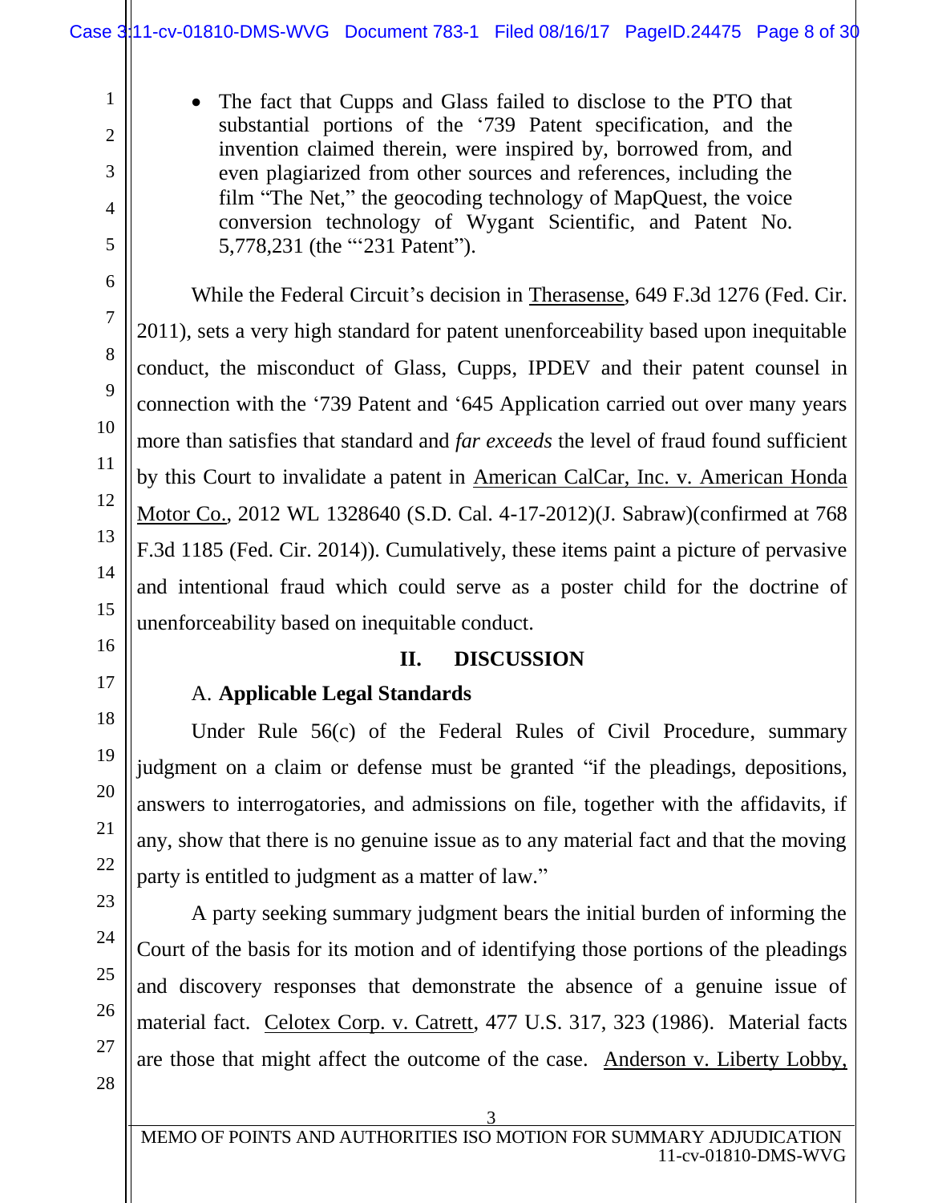- The fact that Cupps and Glass failed to disclose to the PTO that substantial portions of the '739 Patent specification, and the invention claimed therein, were inspired by, borrowed from, and even plagiarized from other sources and references, including the film "The Net," the geocoding technology of MapQuest, the voice conversion technology of Wygant Scientific, and Patent No. 5,778,231 (the "'231 Patent").

While the Federal Circuit's decision in Therasense, 649 F.3d 1276 (Fed. Cir. 2011), sets a very high standard for patent unenforceability based upon inequitable conduct, the misconduct of Glass, Cupps, IPDEV and their patent counsel in connection with the '739 Patent and '645 Application carried out over many years more than satisfies that standard and *far exceeds* the level of fraud found sufficient by this Court to invalidate a patent in American CalCar, Inc. v. American Honda Motor Co., 2012 WL 1328640 (S.D. Cal. 4-17-2012)(J. Sabraw)(confirmed at 768 F.3d 1185 (Fed. Cir. 2014)). Cumulatively, these items paint a picture of pervasive and intentional fraud which could serve as a poster child for the doctrine of unenforceability based on inequitable conduct.

## II. DISCUSSION

### A. **Applicable Legal Standards**

Under Rule 56(c) of the Federal Rules of Civil Procedure, summary judgment on a claim or defense must be granted "if the pleadings, depositions, answers to interrogatories, and admissions on file, together with the affidavits, if any, show that there is no genuine issue as to any material fact and that the moving party is entitled to judgment as a matter of law."

A party seeking summary judgment bears the initial burden of informing the Court of the basis for its motion and of identifying those portions of the pleadings and discovery responses that demonstrate the absence of a genuine issue of material fact. Celotex Corp. v. Catrett, 477 U.S. 317, 323 (1986). Material facts are those that might affect the outcome of the case. Anderson v. Liberty Lobby,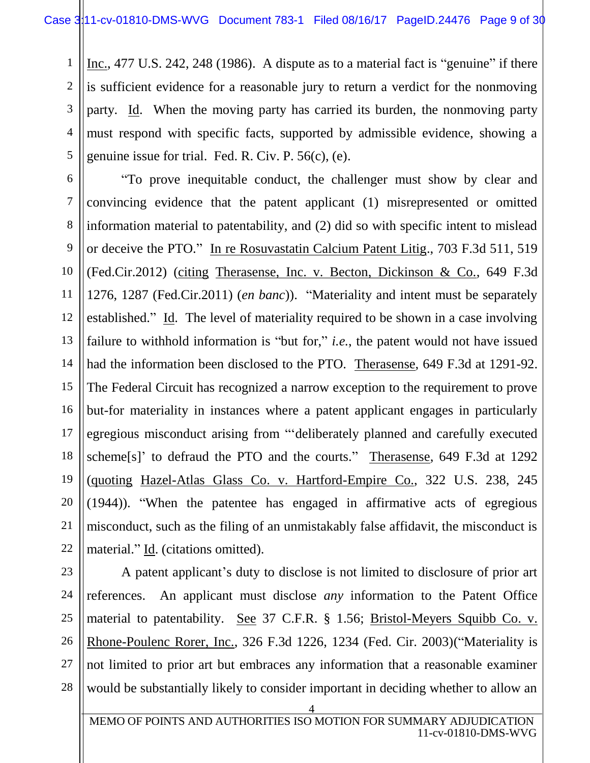Inc., 477 U.S. 242, 248 (1986). A dispute as to a material fact is "genuine" if there is sufficient evidence for a reasonable jury to return a verdict for the nonmoving party. Id. When the moving party has carried its burden, the nonmoving party must respond with specific facts, supported by admissible evidence, showing a genuine issue for trial. Fed. R. Civ. P. 56(c), (e).

"To prove inequitable conduct, the challenger must show by clear and convincing evidence that the patent applicant (1) misrepresented or omitted information material to patentability, and (2) did so with specific intent to mislead or deceive the PTO." In re Rosuvastatin Calcium Patent Litig., 703 F.3d 511, 519 (Fed.Cir.2012) (citing Therasense, Inc. v. Becton, Dickinson & Co., 649 F.3d 1276, 1287 (Fed.Cir.2011) (*en banc*)). "Materiality and intent must be separately established." Id. The level of materiality required to be shown in a case involving failure to withhold information is "but for," *i.e.*, the patent would not have issued had the information been disclosed to the PTO. Therasense, 649 F.3d at 1291-92. The Federal Circuit has recognized a narrow exception to the requirement to prove but-for materiality in instances where a patent applicant engages in particularly egregious misconduct arising from "'deliberately planned and carefully executed scheme[s]' to defraud the PTO and the courts." Therasense, 649 F.3d at 1292 (quoting Hazel-Atlas Glass Co. v. Hartford-Empire Co., 322 U.S. 238, 245 (1944)). "When the patentee has engaged in affirmative acts of egregious misconduct, such as the filing of an unmistakably false affidavit, the misconduct is material." Id. (citations omitted).

A patent applicant's duty to disclose is not limited to disclosure of prior art references. An applicant must disclose *any* information to the Patent Office material to patentability. See 37 C.F.R. § 1.56; Bristol-Meyers Squibb Co. v. Rhone-Poulenc Rorer, Inc., 326 F.3d 1226, 1234 (Fed. Cir. 2003)("Materiality is not limited to prior art but embraces any information that a reasonable examiner would be substantially likely to consider important in deciding whether to allow an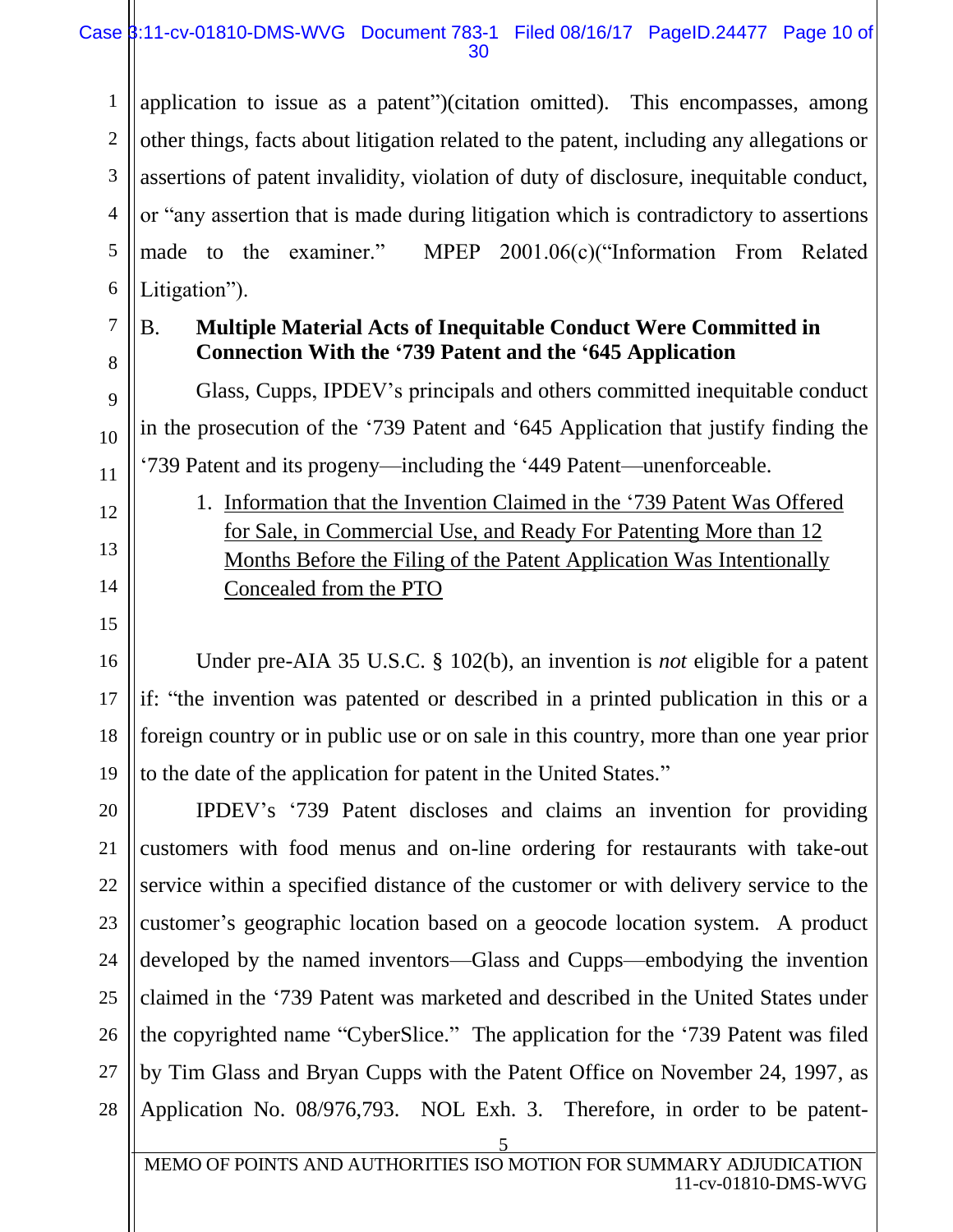application to issue as a patent")(citation omitted). This encompasses, among other things, facts about litigation related to the patent, including any allegations or assertions of patent invalidity, violation of duty of disclosure, inequitable conduct, or "any assertion that is made during litigation which is contradictory to assertions made to the examiner." MPEP 2001.06(c)("Information From Related Litigation").

**B. Multiple Material Acts of Inequitable Conduct Were Committed in Connection With the '739 Patent and the '645 Application**

Glass, Cupps, IPDEV's principals and others committed inequitable conduct in the prosecution of the '739 Patent and '645 Application that justify finding the '739 Patent and its progeny—including the '449 Patent—unenforceable.

1. <u>Information that the Invention Claimed in the '739 Patent Was Offered for Sale, in Commercial Use, and Ready For Patenting More than 12 Months Before the Filing of the Patent Application Was Intentionally Concealed from the PTO</u>

Under pre-AIA 35 U.S.C. § 102(b), an invention is *not* eligible for a patent if: "the invention was patented or described in a printed publication in this or a foreign country or in public use or on sale in this country, more than one year prior to the date of the application for patent in the United States."

IPDEV's '739 Patent discloses and claims an invention for providing customers with food menus and on-line ordering for restaurants with take-out service within a specified distance of the customer or with delivery service to the customer's geographic location based on a geocode location system. A product developed by the named inventors—Glass and Cupps—embodying the invention claimed in the '739 Patent was marketed and described in the United States under the copyrighted name "CyberSlice." The application for the '739 Patent was filed by Tim Glass and Bryan Cupps with the Patent Office on November 24, 1997, as Application No. 08/976,793. NOL Exh. 3. Therefore, in order to be patent-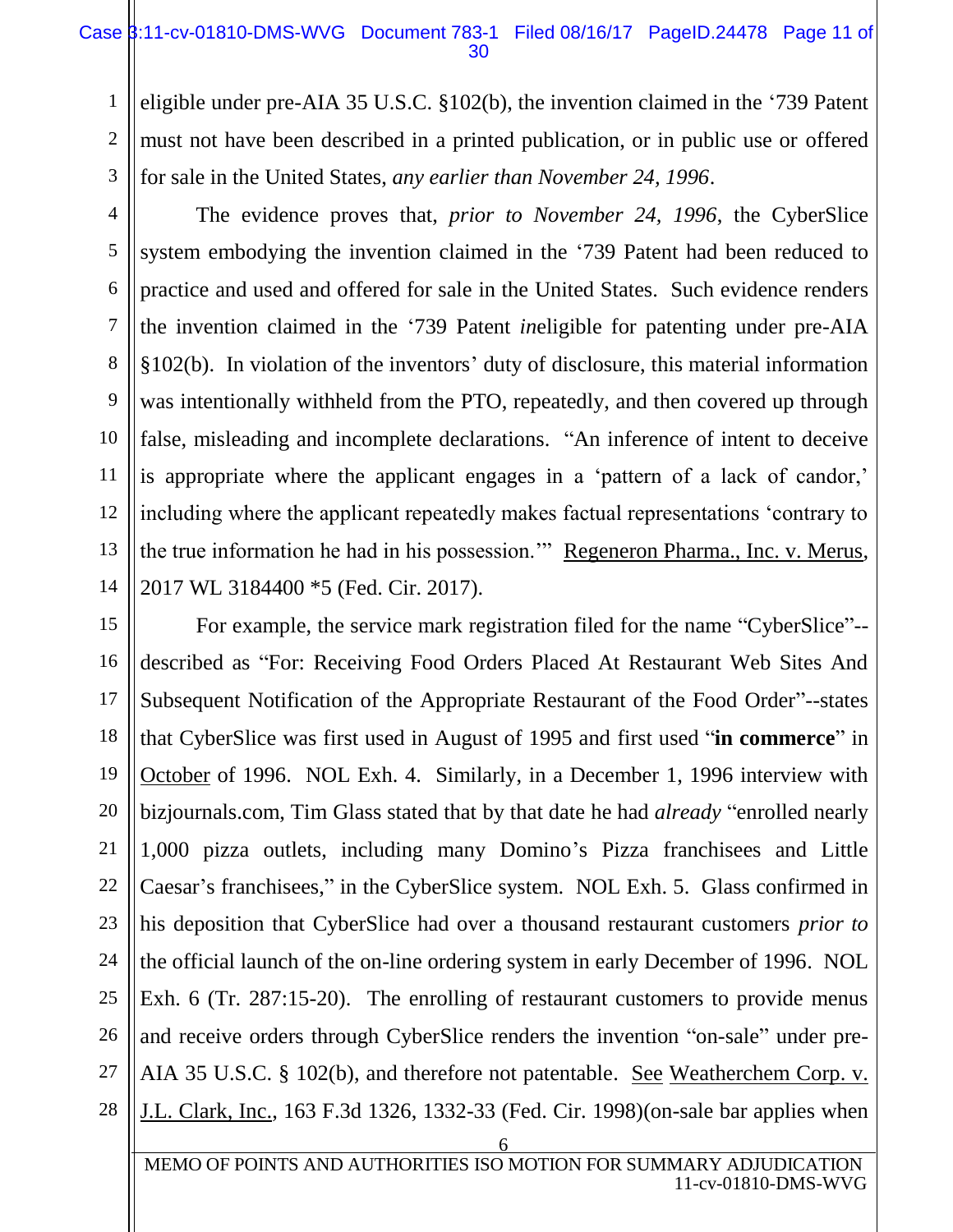eligible under pre-AIA 35 U.S.C. §102(b), the invention claimed in the '739 Patent must not have been described in a printed publication, or in public use or offered for sale in the United States, *any earlier than November 24, 1996*.

The evidence proves that, *prior to November 24, 1996*, the CyberSlice system embodying the invention claimed in the '739 Patent had been reduced to practice and used and offered for sale in the United States. Such evidence renders the invention claimed in the '739 Patent *in*eligible for patenting under pre-AIA §102(b). In violation of the inventors' duty of disclosure, this material information was intentionally withheld from the PTO, repeatedly, and then covered up through false, misleading and incomplete declarations. "An inference of intent to deceive is appropriate where the applicant engages in a 'pattern of a lack of candor,' including where the applicant repeatedly makes factual representations 'contrary to the true information he had in his possession.'" Regeneron Pharma., Inc. v. Merus, 2017 WL 3184400 *5 (Fed. Cir. 2017).

For example, the service mark registration filed for the name "CyberSlice"--described as "For: Receiving Food Orders Placed At Restaurant Web Sites And Subsequent Notification of the Appropriate Restaurant of the Food Order"--states that CyberSlice was first used in August of 1995 and first used "**in commerce**" in October of 1996. NOL Exh. 4. Similarly, in a December 1, 1996 interview with bizjournals.com, Tim Glass stated that by that date he had *already* "enrolled nearly 1,000 pizza outlets, including many Domino's Pizza franchisees and Little Caesar's franchisees," in the CyberSlice system. NOL Exh. 5. Glass confirmed in his deposition that CyberSlice had over a thousand restaurant customers *prior to* the official launch of the on-line ordering system in early December of 1996. NOL Exh. 6 (Tr. 287:15-20). The enrolling of restaurant customers to provide menus and receive orders through CyberSlice renders the invention "on-sale" under pre-AIA 35 U.S.C. § 102(b), and therefore not patentable. See Weatherchem Corp. v. J.L. Clark, Inc., 163 F.3d 1326, 1332-33 (Fed. Cir. 1998)(on-sale bar applies when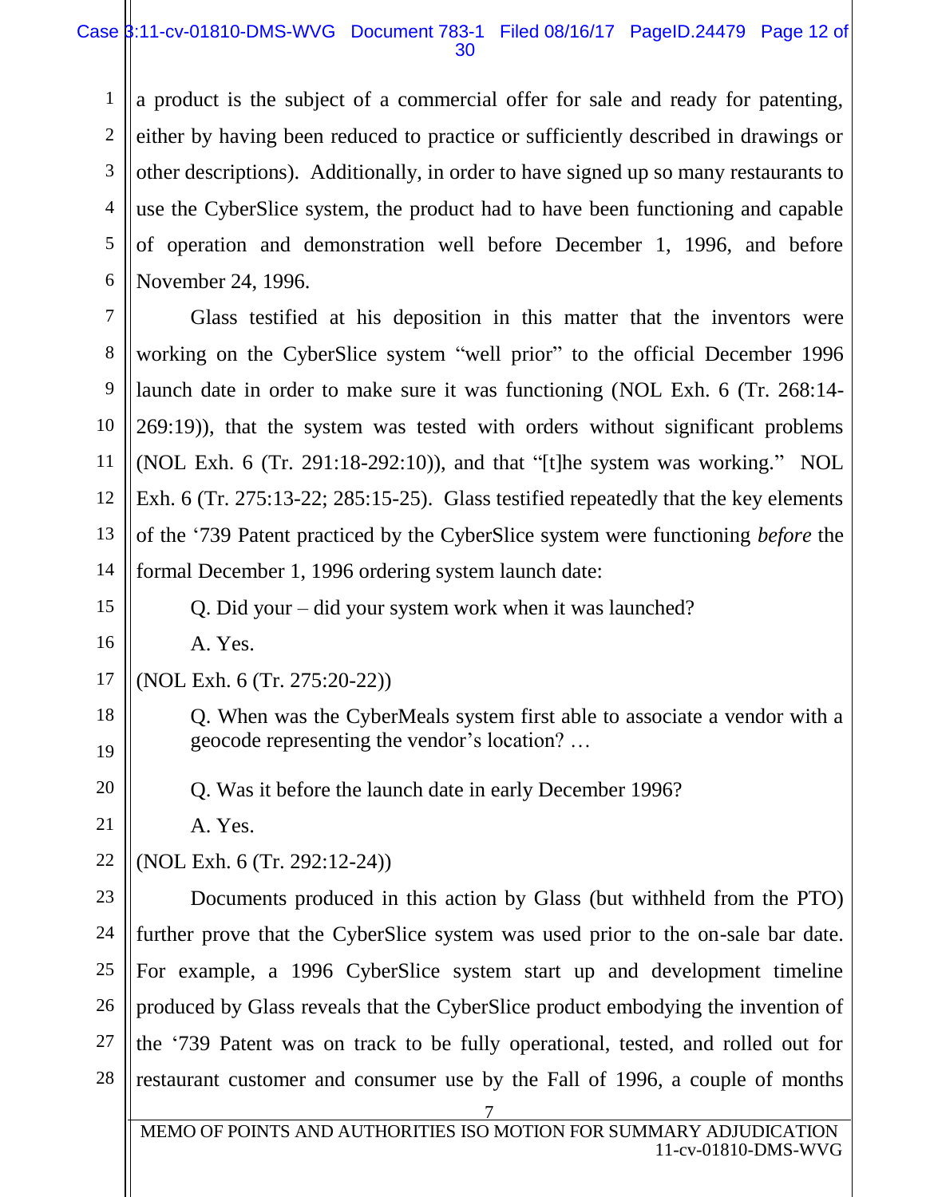a product is the subject of a commercial offer for sale and ready for patenting, either by having been reduced to practice or sufficiently described in drawings or other descriptions). Additionally, in order to have signed up so many restaurants to use the CyberSlice system, the product had to have been functioning and capable of operation and demonstration well before December 1, 1996, and before November 24, 1996.

Glass testified at his deposition in this matter that the inventors were working on the CyberSlice system "well prior" to the official December 1996 launch date in order to make sure it was functioning (NOL Exh. 6 (Tr. 268:14-269:19)), that the system was tested with orders without significant problems (NOL Exh. 6 (Tr. 291:18-292:10)), and that "[t]he system was working." NOL Exh. 6 (Tr. 275:13-22; 285:15-25). Glass testified repeatedly that the key elements of the '739 Patent practiced by the CyberSlice system were functioning *before* the formal December 1, 1996 ordering system launch date:

> Q. Did your – did your system work when it was launched?
>
> A. Yes.

(NOL Exh. 6 (Tr. 275:20-22))

> Q. When was the CyberMeals system first able to associate a vendor with a geocode representing the vendor's location? …
>
> Q. Was it before the launch date in early December 1996?
>
> A. Yes.

(NOL Exh. 6 (Tr. 292:12-24))

Documents produced in this action by Glass (but withheld from the PTO) further prove that the CyberSlice system was used prior to the on-sale bar date. For example, a 1996 CyberSlice system start up and development timeline produced by Glass reveals that the CyberSlice product embodying the invention of the '739 Patent was on track to be fully operational, tested, and rolled out for restaurant customer and consumer use by the Fall of 1996, a couple of months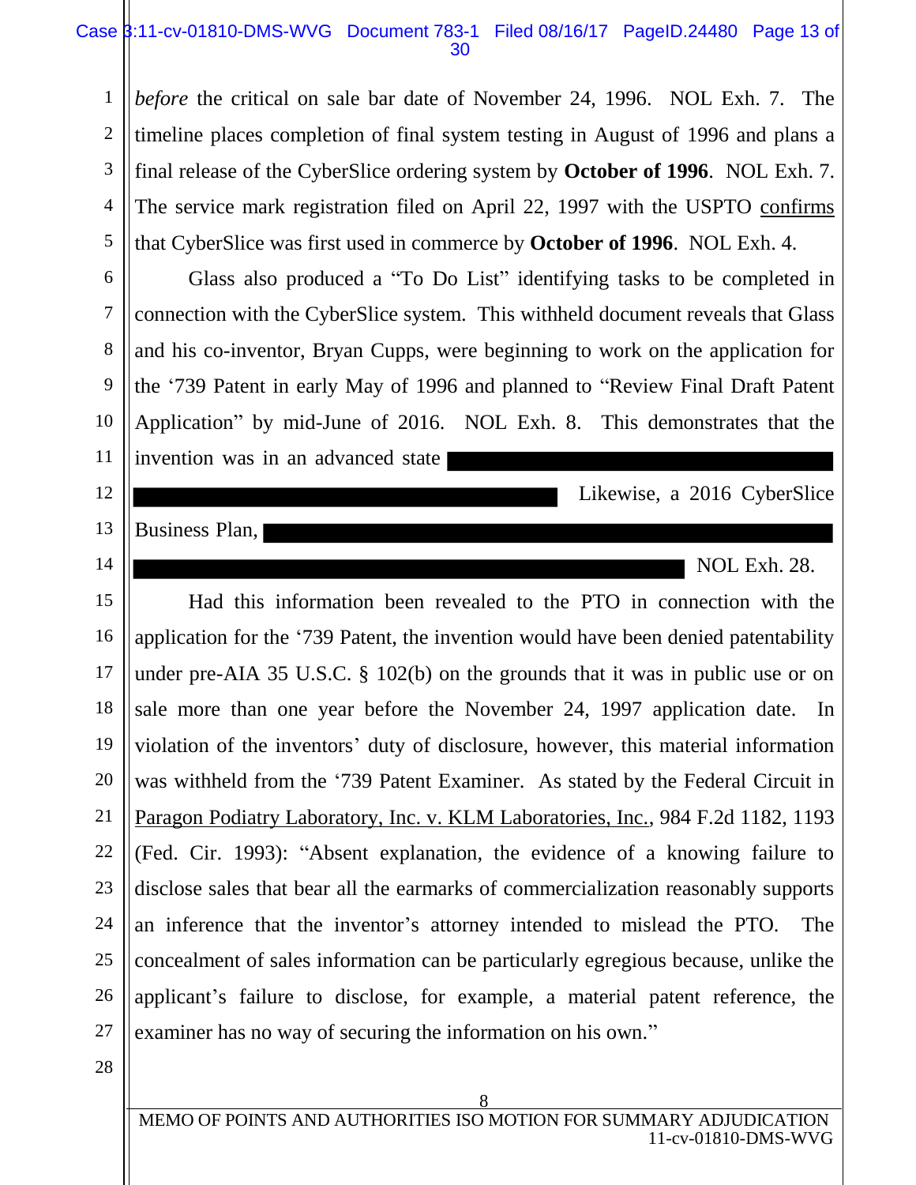*before* the critical on sale bar date of November 24, 1996. NOL Exh. 7. The timeline places completion of final system testing in August of 1996 and plans a final release of the CyberSlice ordering system by **October of 1996**. NOL Exh. 7. The service mark registration filed on April 22, 1997 with the USPTO confirms that CyberSlice was first used in commerce by **October of 1996**. NOL Exh. 4.

Glass also produced a "To Do List" identifying tasks to be completed in connection with the CyberSlice system. This withheld document reveals that Glass and his co-inventor, Bryan Cupps, were beginning to work on the application for the '739 Patent in early May of 1996 and planned to "Review Final Draft Patent Application" by mid-June of 2016. NOL Exh. 8. This demonstrates that the invention was in an advanced state [REDACTED] Likewise, a 2016 CyberSlice Business Plan, [REDACTED] NOL Exh. 28.

Had this information been revealed to the PTO in connection with the application for the '739 Patent, the invention would have been denied patentability under pre-AIA 35 U.S.C. § 102(b) on the grounds that it was in public use or on sale more than one year before the November 24, 1997 application date. In violation of the inventors' duty of disclosure, however, this material information was withheld from the '739 Patent Examiner. As stated by the Federal Circuit in Paragon Podiatry Laboratory, Inc. v. KLM Laboratories, Inc., 984 F.2d 1182, 1193 (Fed. Cir. 1993): "Absent explanation, the evidence of a knowing failure to disclose sales that bear all the earmarks of commercialization reasonably supports an inference that the inventor's attorney intended to mislead the PTO. The concealment of sales information can be particularly egregious because, unlike the applicant's failure to disclose, for example, a material patent reference, the examiner has no way of securing the information on his own."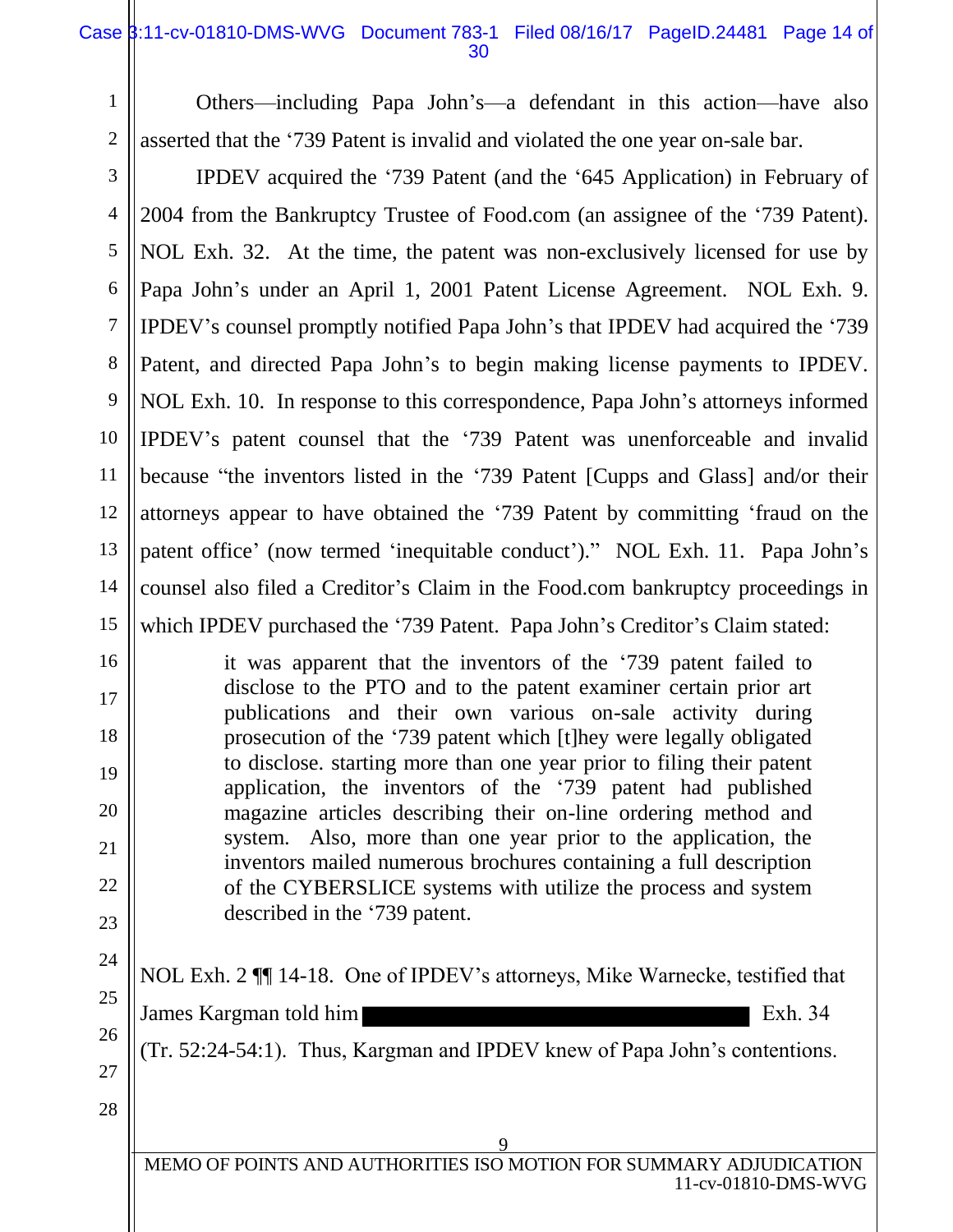Others—including Papa John's—a defendant in this action—have also asserted that the '739 Patent is invalid and violated the one year on-sale bar.

IPDEV acquired the '739 Patent (and the '645 Application) in February of 2004 from the Bankruptcy Trustee of Food.com (an assignee of the '739 Patent). NOL Exh. 32. At the time, the patent was non-exclusively licensed for use by Papa John's under an April 1, 2001 Patent License Agreement. NOL Exh. 9. IPDEV's counsel promptly notified Papa John's that IPDEV had acquired the '739 Patent, and directed Papa John's to begin making license payments to IPDEV. NOL Exh. 10. In response to this correspondence, Papa John's attorneys informed IPDEV's patent counsel that the '739 Patent was unenforceable and invalid because "the inventors listed in the '739 Patent [Cupps and Glass] and/or their attorneys appear to have obtained the '739 Patent by committing 'fraud on the patent office' (now termed 'inequitable conduct')." NOL Exh. 11. Papa John's counsel also filed a Creditor's Claim in the Food.com bankruptcy proceedings in which IPDEV purchased the '739 Patent. Papa John's Creditor's Claim stated:

> it was apparent that the inventors of the '739 patent failed to disclose to the PTO and to the patent examiner certain prior art publications and their own various on-sale activity during prosecution of the '739 patent which [t]hey were legally obligated to disclose. starting more than one year prior to filing their patent application, the inventors of the '739 patent had published magazine articles describing their on-line ordering method and system. Also, more than one year prior to the application, the inventors mailed numerous brochures containing a full description of the CYBERSLICE systems with utilize the process and system described in the '739 patent.

NOL Exh. 2 ¶¶ 14-18. One of IPDEV's attorneys, Mike Warnecke, testified that James Kargman told him [REDACTED] Exh. 34 (Tr. 52:24-54:1). Thus, Kargman and IPDEV knew of Papa John's contentions.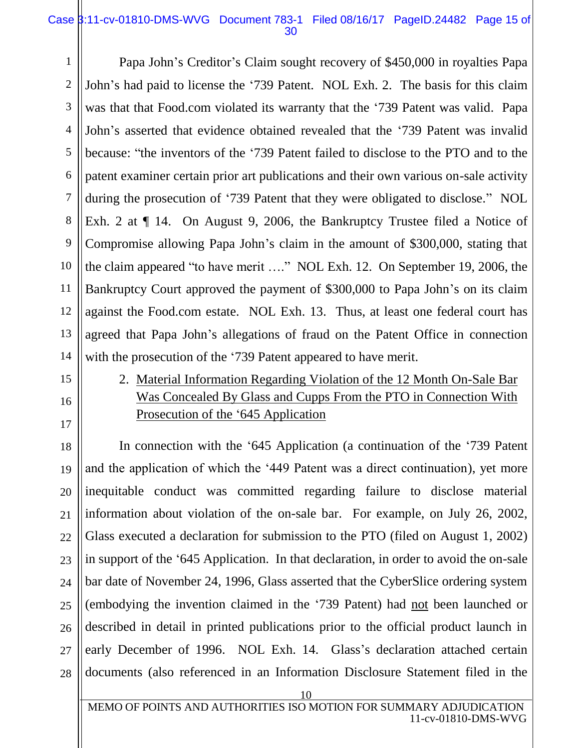Papa John's Creditor's Claim sought recovery of $450,000 in royalties Papa John's had paid to license the '739 Patent. NOL Exh. 2. The basis for this claim was that that Food.com violated its warranty that the '739 Patent was valid. Papa John's asserted that evidence obtained revealed that the '739 Patent was invalid because: "the inventors of the '739 Patent failed to disclose to the PTO and to the patent examiner certain prior art publications and their own various on-sale activity during the prosecution of '739 Patent that they were obligated to disclose." NOL Exh. 2 at ¶ 14. On August 9, 2006, the Bankruptcy Trustee filed a Notice of Compromise allowing Papa John's claim in the amount of $300,000, stating that the claim appeared "to have merit …." NOL Exh. 12. On September 19, 2006, the Bankruptcy Court approved the payment of $300,000 to Papa John's on its claim against the Food.com estate. NOL Exh. 13. Thus, at least one federal court has agreed that Papa John's allegations of fraud on the Patent Office in connection with the prosecution of the '739 Patent appeared to have merit.

2. Material Information Regarding Violation of the 12 Month On-Sale Bar Was Concealed By Glass and Cupps From the PTO in Connection With Prosecution of the '645 Application

In connection with the '645 Application (a continuation of the '739 Patent and the application of which the '449 Patent was a direct continuation), yet more inequitable conduct was committed regarding failure to disclose material information about violation of the on-sale bar. For example, on July 26, 2002, Glass executed a declaration for submission to the PTO (filed on August 1, 2002) in support of the '645 Application. In that declaration, in order to avoid the on-sale bar date of November 24, 1996, Glass asserted that the CyberSlice ordering system (embodying the invention claimed in the '739 Patent) had not been launched or described in detail in printed publications prior to the official product launch in early December of 1996. NOL Exh. 14. Glass's declaration attached certain documents (also referenced in an Information Disclosure Statement filed in the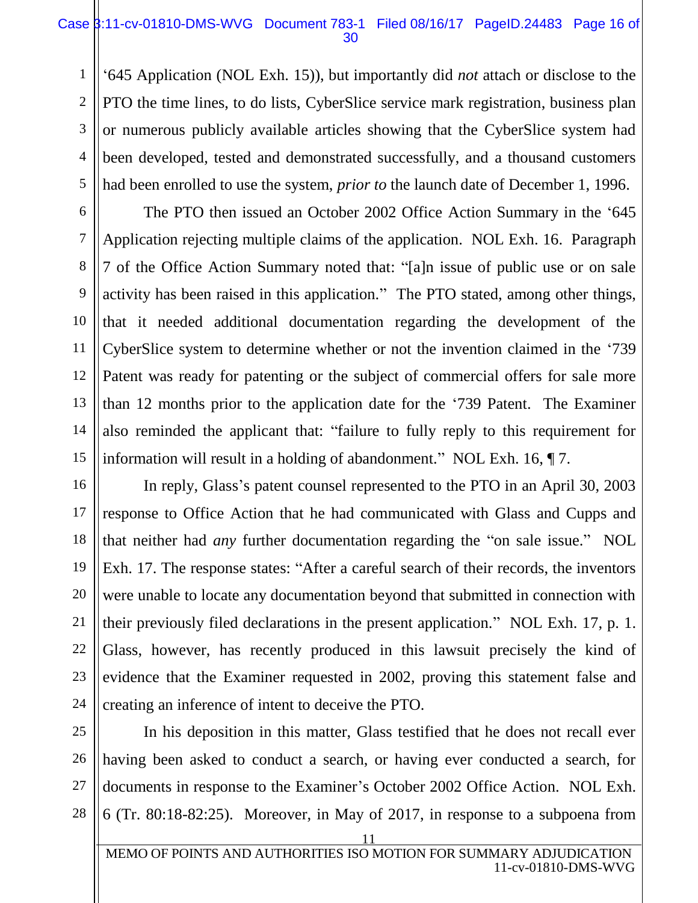'645 Application (NOL Exh. 15)), but importantly did *not* attach or disclose to the PTO the time lines, to do lists, CyberSlice service mark registration, business plan or numerous publicly available articles showing that the CyberSlice system had been developed, tested and demonstrated successfully, and a thousand customers had been enrolled to use the system, *prior to* the launch date of December 1, 1996.

The PTO then issued an October 2002 Office Action Summary in the '645 Application rejecting multiple claims of the application. NOL Exh. 16. Paragraph 7 of the Office Action Summary noted that: "[a]n issue of public use or on sale activity has been raised in this application." The PTO stated, among other things, that it needed additional documentation regarding the development of the CyberSlice system to determine whether or not the invention claimed in the '739 Patent was ready for patenting or the subject of commercial offers for sale more than 12 months prior to the application date for the '739 Patent. The Examiner also reminded the applicant that: "failure to fully reply to this requirement for information will result in a holding of abandonment." NOL Exh. 16, ¶ 7.

In reply, Glass's patent counsel represented to the PTO in an April 30, 2003 response to Office Action that he had communicated with Glass and Cupps and that neither had *any* further documentation regarding the "on sale issue." NOL Exh. 17. The response states: "After a careful search of their records, the inventors were unable to locate any documentation beyond that submitted in connection with their previously filed declarations in the present application." NOL Exh. 17, p. 1. Glass, however, has recently produced in this lawsuit precisely the kind of evidence that the Examiner requested in 2002, proving this statement false and creating an inference of intent to deceive the PTO.

In his deposition in this matter, Glass testified that he does not recall ever having been asked to conduct a search, or having ever conducted a search, for documents in response to the Examiner's October 2002 Office Action. NOL Exh. 6 (Tr. 80:18-82:25). Moreover, in May of 2017, in response to a subpoena from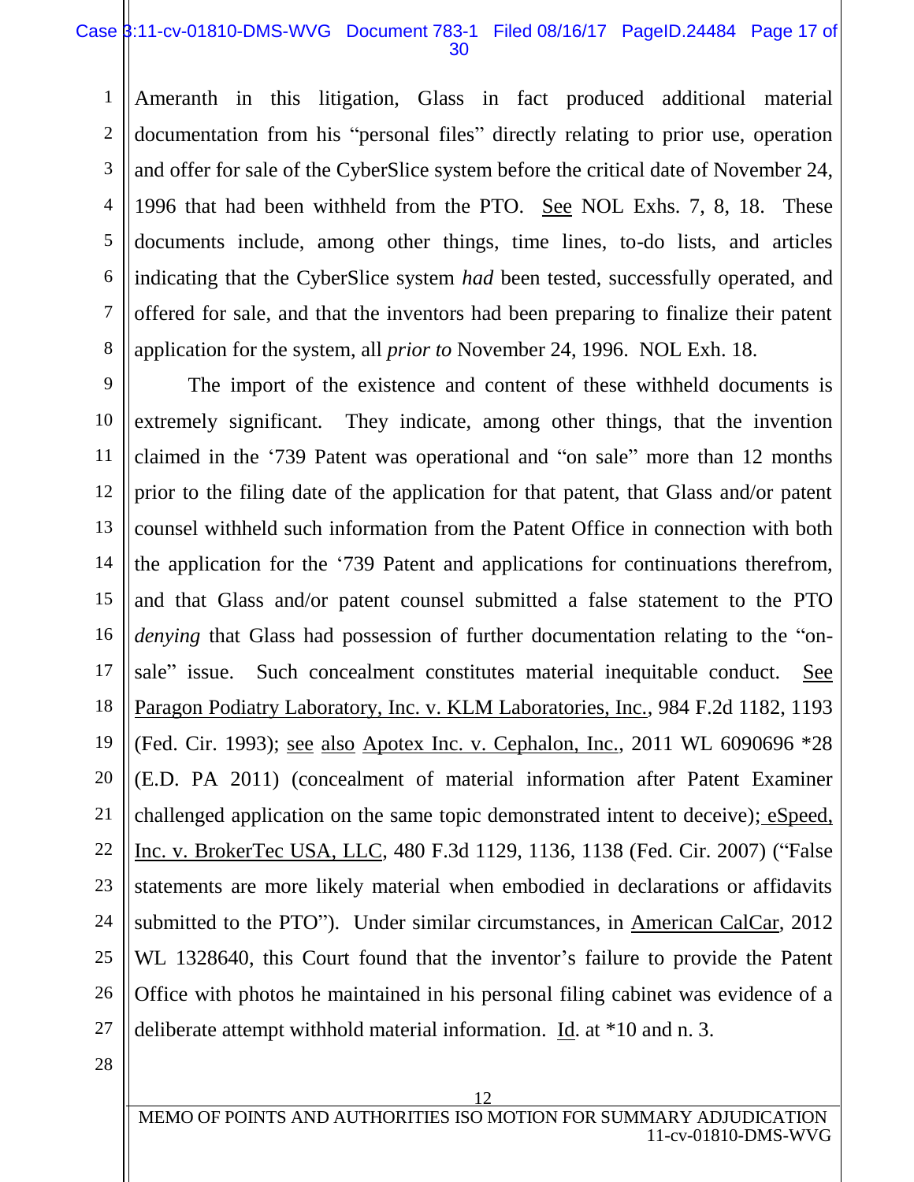Ameranth in this litigation, Glass in fact produced additional material documentation from his "personal files" directly relating to prior use, operation and offer for sale of the CyberSlice system before the critical date of November 24, 1996 that had been withheld from the PTO. See NOL Exhs. 7, 8, 18. These documents include, among other things, time lines, to-do lists, and articles indicating that the CyberSlice system *had* been tested, successfully operated, and offered for sale, and that the inventors had been preparing to finalize their patent application for the system, all *prior to* November 24, 1996. NOL Exh. 18.

The import of the existence and content of these withheld documents is extremely significant. They indicate, among other things, that the invention claimed in the '739 Patent was operational and "on sale" more than 12 months prior to the filing date of the application for that patent, that Glass and/or patent counsel withheld such information from the Patent Office in connection with both the application for the '739 Patent and applications for continuations therefrom, and that Glass and/or patent counsel submitted a false statement to the PTO *denying* that Glass had possession of further documentation relating to the "on-sale" issue. Such concealment constitutes material inequitable conduct. See Paragon Podiatry Laboratory, Inc. v. KLM Laboratories, Inc., 984 F.2d 1182, 1193 (Fed. Cir. 1993); see also Apotex Inc. v. Cephalon, Inc., 2011 WL 6090696 *28 (E.D. PA 2011) (concealment of material information after Patent Examiner challenged application on the same topic demonstrated intent to deceive); eSpeed, Inc. v. BrokerTec USA, LLC, 480 F.3d 1129, 1136, 1138 (Fed. Cir. 2007) ("False statements are more likely material when embodied in declarations or affidavits submitted to the PTO"). Under similar circumstances, in American CalCar, 2012 WL 1328640, this Court found that the inventor's failure to provide the Patent Office with photos he maintained in his personal filing cabinet was evidence of a deliberate attempt withhold material information. Id. at *10 and n. 3.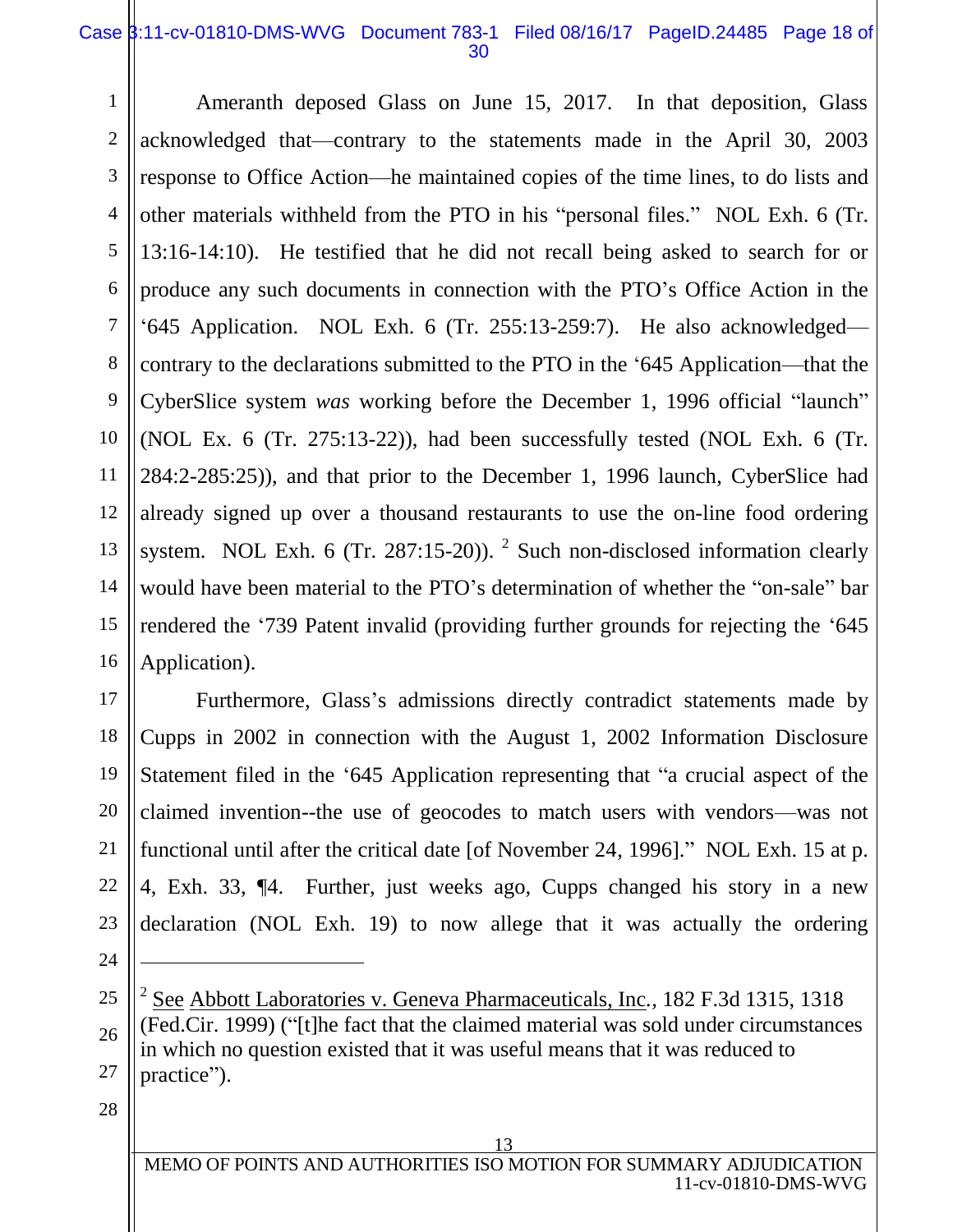Ameranth deposed Glass on June 15, 2017. In that deposition, Glass acknowledged that—contrary to the statements made in the April 30, 2003 response to Office Action—he maintained copies of the time lines, to do lists and other materials withheld from the PTO in his "personal files." NOL Exh. 6 (Tr. 13:16-14:10). He testified that he did not recall being asked to search for or produce any such documents in connection with the PTO's Office Action in the '645 Application. NOL Exh. 6 (Tr. 255:13-259:7). He also acknowledged—contrary to the declarations submitted to the PTO in the '645 Application—that the CyberSlice system *was* working before the December 1, 1996 official "launch" (NOL Ex. 6 (Tr. 275:13-22)), had been successfully tested (NOL Exh. 6 (Tr. 284:2-285:25)), and that prior to the December 1, 1996 launch, CyberSlice had already signed up over a thousand restaurants to use the on-line food ordering system. NOL Exh. 6 (Tr. 287:15-20)).[2] Such non-disclosed information clearly would have been material to the PTO's determination of whether the "on-sale" bar rendered the '739 Patent invalid (providing further grounds for rejecting the '645 Application).

Furthermore, Glass's admissions directly contradict statements made by Cupps in 2002 in connection with the August 1, 2002 Information Disclosure Statement filed in the '645 Application representing that "a crucial aspect of the claimed invention--the use of geocodes to match users with vendors—was not functional until after the critical date [of November 24, 1996]." NOL Exh. 15 at p. 4, Exh. 33, ¶4. Further, just weeks ago, Cupps changed his story in a new declaration (NOL Exh. 19) to now allege that it was actually the ordering

---

[2] See Abbott Laboratories v. Geneva Pharmaceuticals, Inc., 182 F.3d 1315, 1318 (Fed.Cir. 1999) ("[t]he fact that the claimed material was sold under circumstances in which no question existed that it was useful means that it was reduced to practice").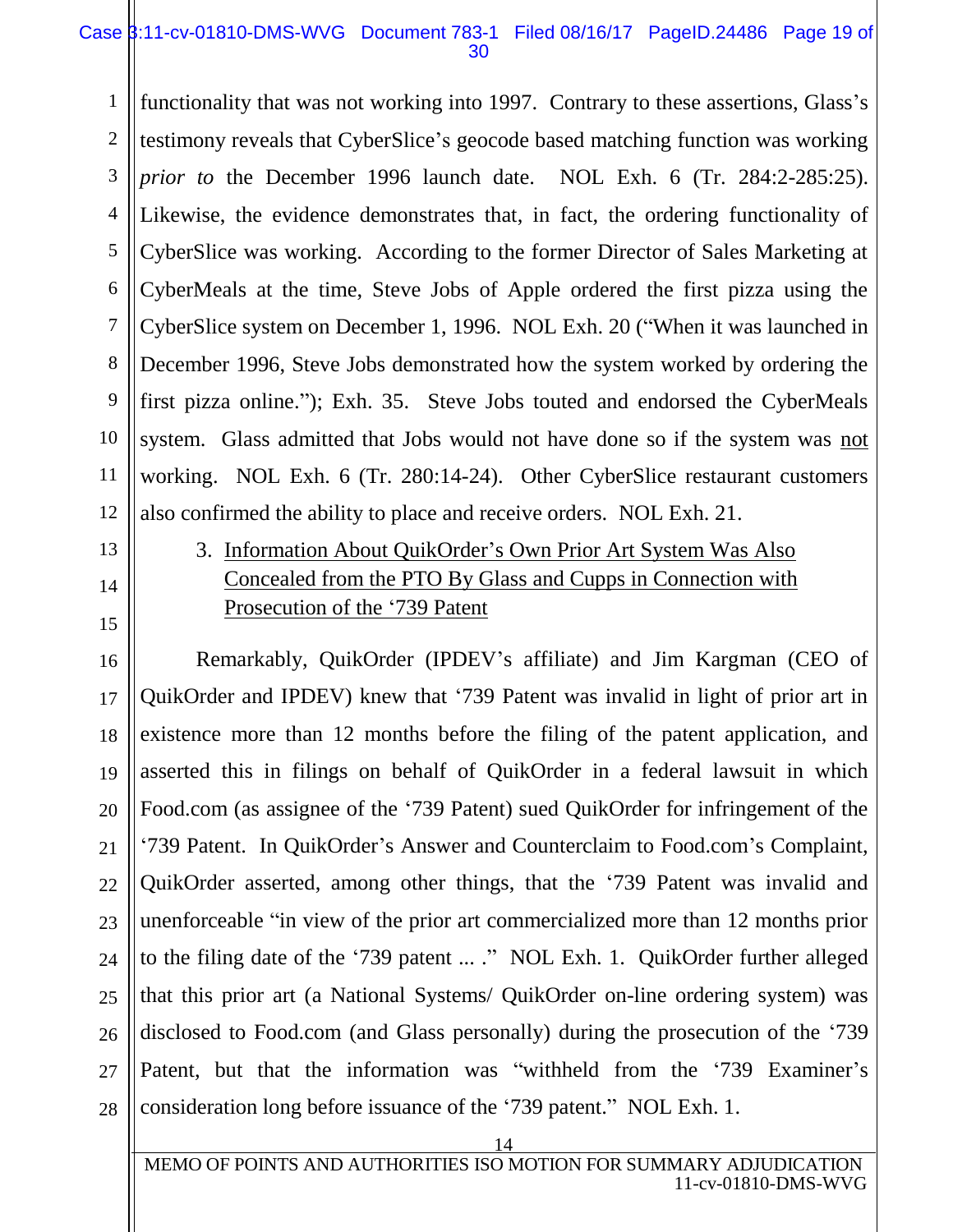functionality that was not working into 1997. Contrary to these assertions, Glass's testimony reveals that CyberSlice's geocode based matching function was working *prior to* the December 1996 launch date. NOL Exh. 6 (Tr. 284:2-285:25). Likewise, the evidence demonstrates that, in fact, the ordering functionality of CyberSlice was working. According to the former Director of Sales Marketing at CyberMeals at the time, Steve Jobs of Apple ordered the first pizza using the CyberSlice system on December 1, 1996. NOL Exh. 20 ("When it was launched in December 1996, Steve Jobs demonstrated how the system worked by ordering the first pizza online."); Exh. 35. Steve Jobs touted and endorsed the CyberMeals system. Glass admitted that Jobs would not have done so if the system was not working. NOL Exh. 6 (Tr. 280:14-24). Other CyberSlice restaurant customers also confirmed the ability to place and receive orders. NOL Exh. 21.

3. Information About QuikOrder's Own Prior Art System Was Also Concealed from the PTO By Glass and Cupps in Connection with Prosecution of the '739 Patent

Remarkably, QuikOrder (IPDEV's affiliate) and Jim Kargman (CEO of QuikOrder and IPDEV) knew that '739 Patent was invalid in light of prior art in existence more than 12 months before the filing of the patent application, and asserted this in filings on behalf of QuikOrder in a federal lawsuit in which Food.com (as assignee of the '739 Patent) sued QuikOrder for infringement of the '739 Patent. In QuikOrder's Answer and Counterclaim to Food.com's Complaint, QuikOrder asserted, among other things, that the '739 Patent was invalid and unenforceable "in view of the prior art commercialized more than 12 months prior to the filing date of the '739 patent ... ." NOL Exh. 1. QuikOrder further alleged that this prior art (a National Systems/ QuikOrder on-line ordering system) was disclosed to Food.com (and Glass personally) during the prosecution of the '739 Patent, but that the information was "withheld from the '739 Examiner's consideration long before issuance of the '739 patent." NOL Exh. 1.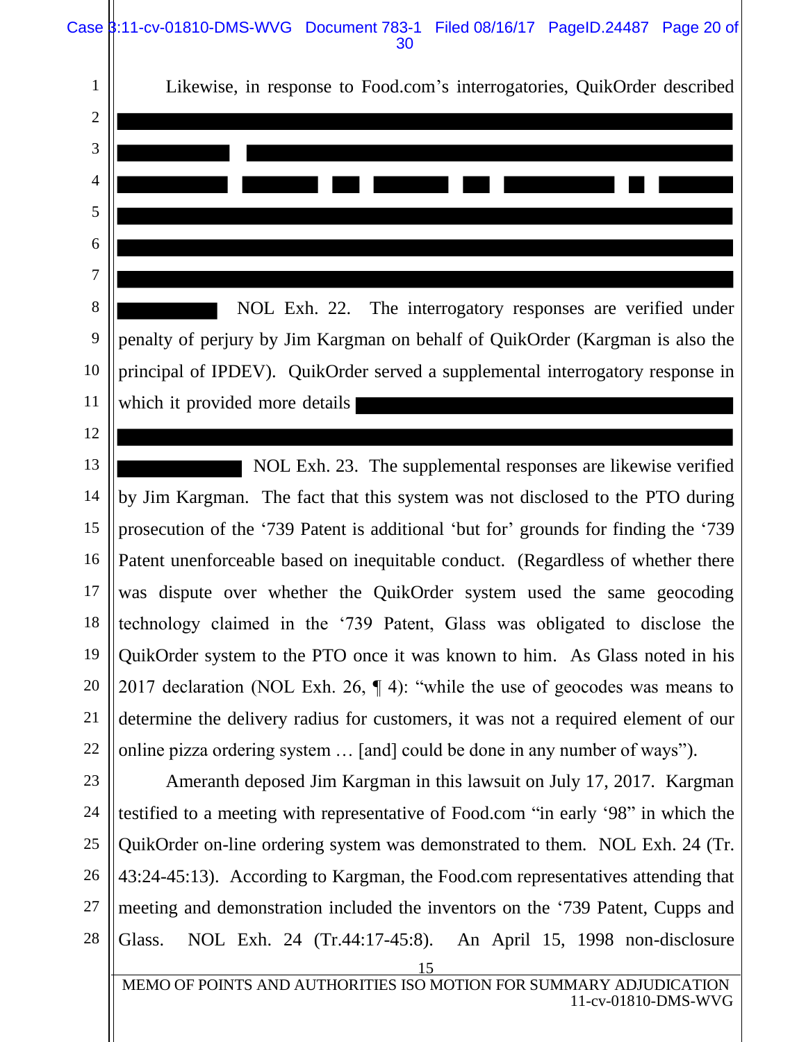Likewise, in response to Food.com's interrogatories, QuikOrder described [REDACTED] NOL Exh. 22. The interrogatory responses are verified under penalty of perjury by Jim Kargman on behalf of QuikOrder (Kargman is also the principal of IPDEV). QuikOrder served a supplemental interrogatory response in which it provided more details [REDACTED] NOL Exh. 23. The supplemental responses are likewise verified by Jim Kargman. The fact that this system was not disclosed to the PTO during prosecution of the '739 Patent is additional 'but for' grounds for finding the '739 Patent unenforceable based on inequitable conduct. (Regardless of whether there was dispute over whether the QuikOrder system used the same geocoding technology claimed in the '739 Patent, Glass was obligated to disclose the QuikOrder system to the PTO once it was known to him. As Glass noted in his 2017 declaration (NOL Exh. 26, ¶ 4): "while the use of geocodes was means to determine the delivery radius for customers, it was not a required element of our online pizza ordering system … [and] could be done in any number of ways").

Ameranth deposed Jim Kargman in this lawsuit on July 17, 2017. Kargman testified to a meeting with representative of Food.com "in early '98" in which the QuikOrder on-line ordering system was demonstrated to them. NOL Exh. 24 (Tr. 43:24-45:13). According to Kargman, the Food.com representatives attending that meeting and demonstration included the inventors on the '739 Patent, Cupps and Glass. NOL Exh. 24 (Tr.44:17-45:8). An April 15, 1998 non-disclosure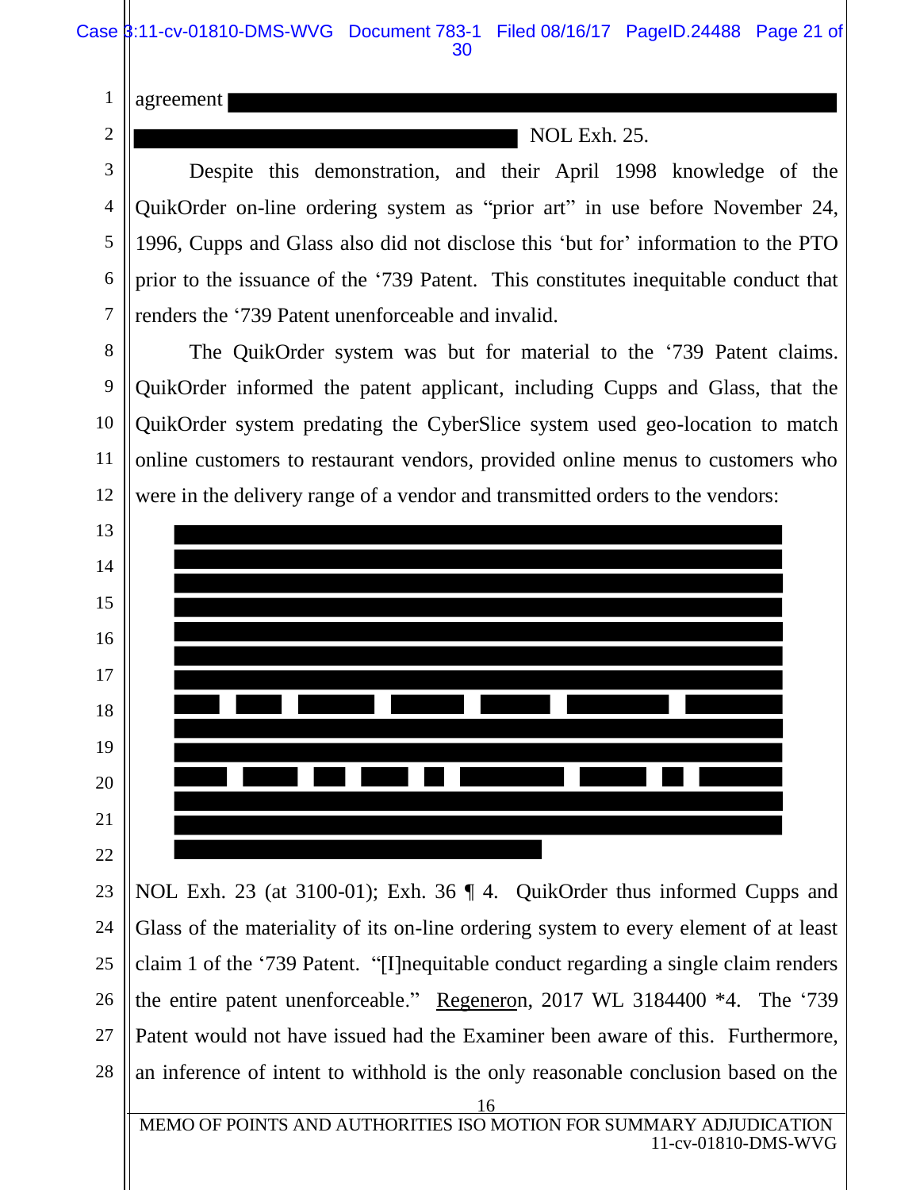agreement

NOL Exh. 25.

Despite this demonstration, and their April 1998 knowledge of the QuikOrder on-line ordering system as "prior art" in use before November 24, 1996, Cupps and Glass also did not disclose this 'but for' information to the PTO prior to the issuance of the '739 Patent. This constitutes inequitable conduct that renders the '739 Patent unenforceable and invalid.

The QuikOrder system was but for material to the '739 Patent claims. QuikOrder informed the patent applicant, including Cupps and Glass, that the QuikOrder system predating the CyberSlice system used geo-location to match online customers to restaurant vendors, provided online menus to customers who were in the delivery range of a vendor and transmitted orders to the vendors:

NOL Exh. 23 (at 3100-01); Exh. 36 ¶ 4. QuikOrder thus informed Cupps and Glass of the materiality of its on-line ordering system to every element of at least claim 1 of the '739 Patent. "[I]nequitable conduct regarding a single claim renders the entire patent unenforceable." Regeneron, 2017 WL 3184400 *4. The '739 Patent would not have issued had the Examiner been aware of this. Furthermore, an inference of intent to withhold is the only reasonable conclusion based on the

MEMO OF POINTS AND AUTHORITIES ISO MOTION FOR SUMMARY ADJUDICATION
11-cv-01810-DMS-WVG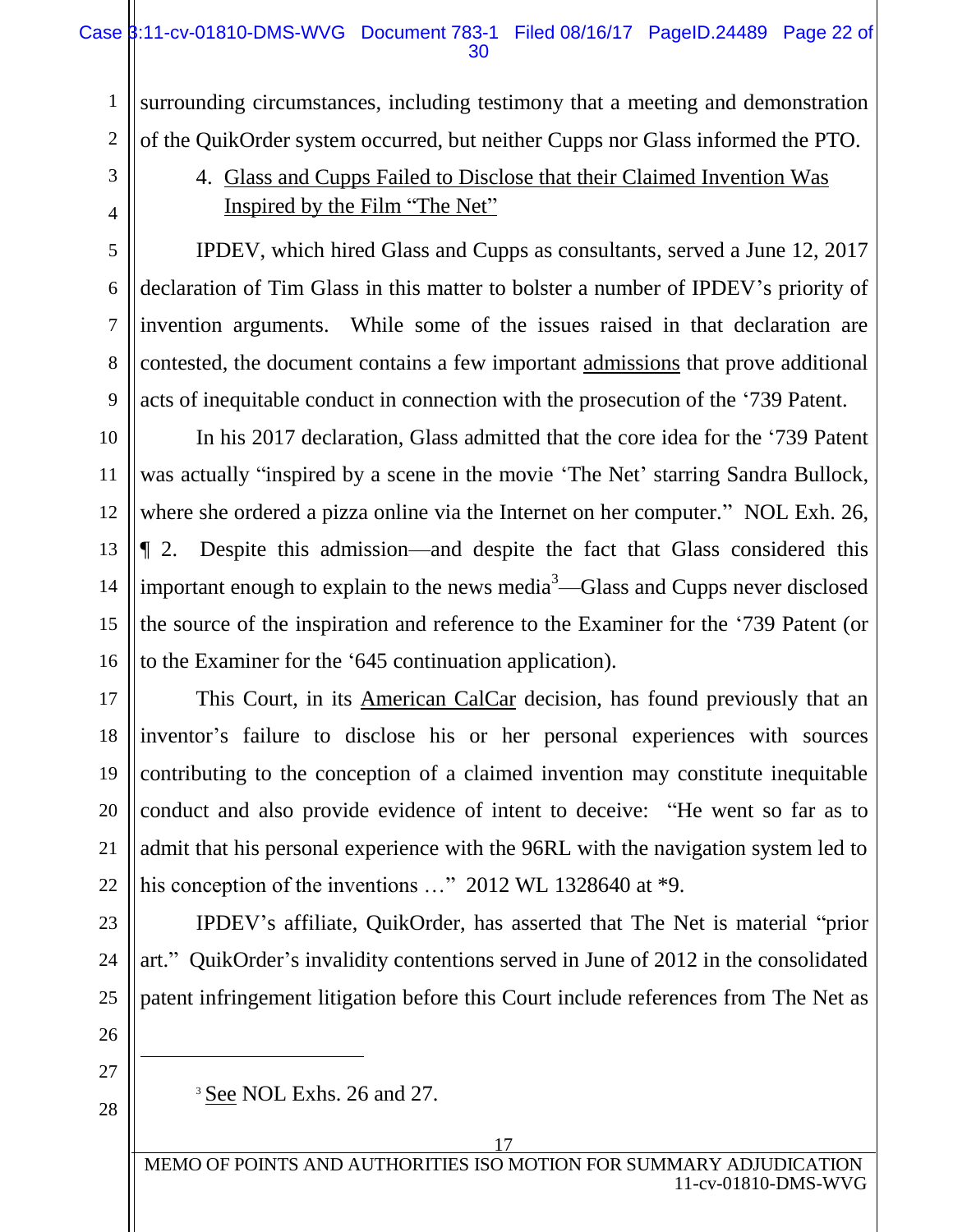surrounding circumstances, including testimony that a meeting and demonstration of the QuikOrder system occurred, but neither Cupps nor Glass informed the PTO.

4. Glass and Cupps Failed to Disclose that their Claimed Invention Was Inspired by the Film "The Net"

IPDEV, which hired Glass and Cupps as consultants, served a June 12, 2017 declaration of Tim Glass in this matter to bolster a number of IPDEV's priority of invention arguments. While some of the issues raised in that declaration are contested, the document contains a few important admissions that prove additional acts of inequitable conduct in connection with the prosecution of the '739 Patent.

In his 2017 declaration, Glass admitted that the core idea for the '739 Patent was actually "inspired by a scene in the movie 'The Net' starring Sandra Bullock, where she ordered a pizza online via the Internet on her computer." NOL Exh. 26, ¶ 2. Despite this admission—and despite the fact that Glass considered this important enough to explain to the news media[3]—Glass and Cupps never disclosed the source of the inspiration and reference to the Examiner for the '739 Patent (or to the Examiner for the '645 continuation application).

This Court, in its American CalCar decision, has found previously that an inventor's failure to disclose his or her personal experiences with sources contributing to the conception of a claimed invention may constitute inequitable conduct and also provide evidence of intent to deceive: "He went so far as to admit that his personal experience with the 96RL with the navigation system led to his conception of the inventions …" 2012 WL 1328640 at *9.

IPDEV's affiliate, QuikOrder, has asserted that The Net is material "prior art." QuikOrder's invalidity contentions served in June of 2012 in the consolidated patent infringement litigation before this Court include references from The Net as

---

[3] See NOL Exhs. 26 and 27.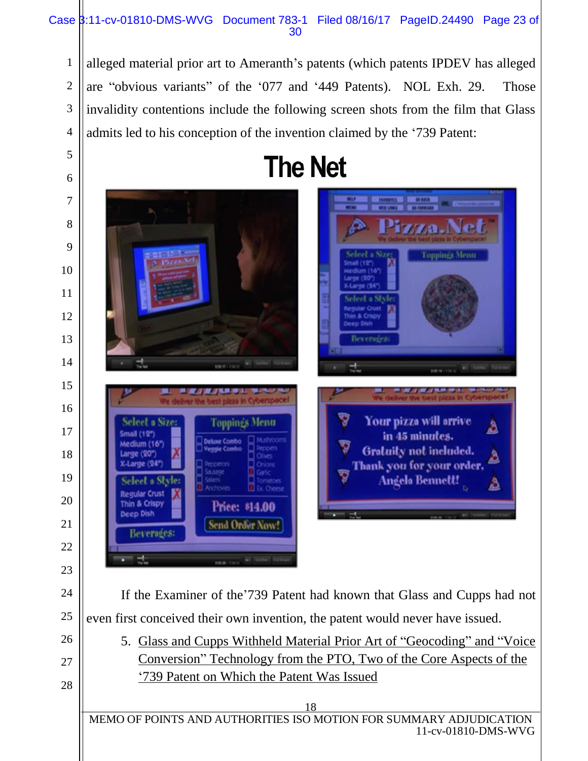alleged material prior art to Ameranth's patents (which patents IPDEV has alleged are "obvious variants" of the '077 and '449 Patents). NOL Exh. 29. Those invalidity contentions include the following screen shots from the film that Glass admits led to his conception of the invention claimed by the '739 Patent:

# The Net

If the Examiner of the'739 Patent had known that Glass and Cupps had not even first conceived their own invention, the patent would never have issued.

5. Glass and Cupps Withheld Material Prior Art of "Geocoding" and "Voice Conversion" Technology from the PTO, Two of the Core Aspects of the '739 Patent on Which the Patent Was Issued

MEMO OF POINTS AND AUTHORITIES ISO MOTION FOR SUMMARY ADJUDICATION
11-cv-01810-DMS-WVG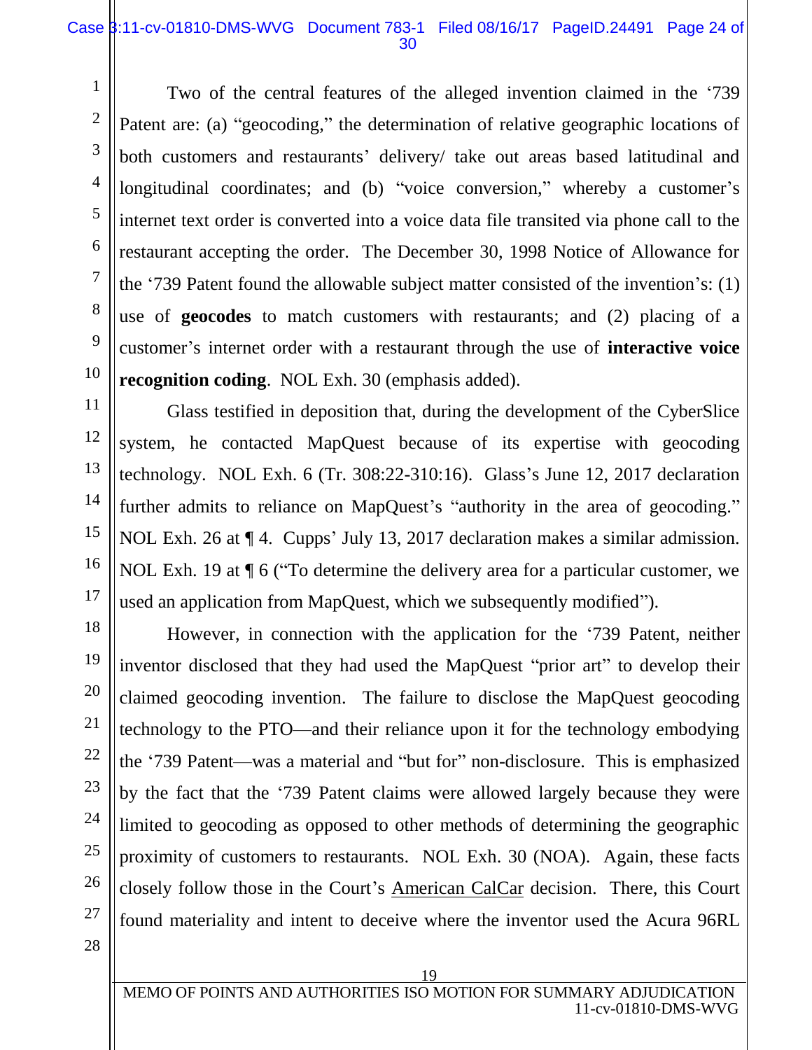Two of the central features of the alleged invention claimed in the '739 Patent are: (a) "geocoding," the determination of relative geographic locations of both customers and restaurants' delivery/ take out areas based latitudinal and longitudinal coordinates; and (b) "voice conversion," whereby a customer's internet text order is converted into a voice data file transited via phone call to the restaurant accepting the order. The December 30, 1998 Notice of Allowance for the '739 Patent found the allowable subject matter consisted of the invention's: (1) use of **geocodes** to match customers with restaurants; and (2) placing of a customer's internet order with a restaurant through the use of **interactive voice recognition coding**. NOL Exh. 30 (emphasis added).

Glass testified in deposition that, during the development of the CyberSlice system, he contacted MapQuest because of its expertise with geocoding technology. NOL Exh. 6 (Tr. 308:22-310:16). Glass's June 12, 2017 declaration further admits to reliance on MapQuest's "authority in the area of geocoding." NOL Exh. 26 at ¶ 4. Cupps' July 13, 2017 declaration makes a similar admission. NOL Exh. 19 at ¶ 6 ("To determine the delivery area for a particular customer, we used an application from MapQuest, which we subsequently modified").

However, in connection with the application for the '739 Patent, neither inventor disclosed that they had used the MapQuest "prior art" to develop their claimed geocoding invention. The failure to disclose the MapQuest geocoding technology to the PTO—and their reliance upon it for the technology embodying the '739 Patent—was a material and "but for" non-disclosure. This is emphasized by the fact that the '739 Patent claims were allowed largely because they were limited to geocoding as opposed to other methods of determining the geographic proximity of customers to restaurants. NOL Exh. 30 (NOA). Again, these facts closely follow those in the Court's American CalCar decision. There, this Court found materiality and intent to deceive where the inventor used the Acura 96RL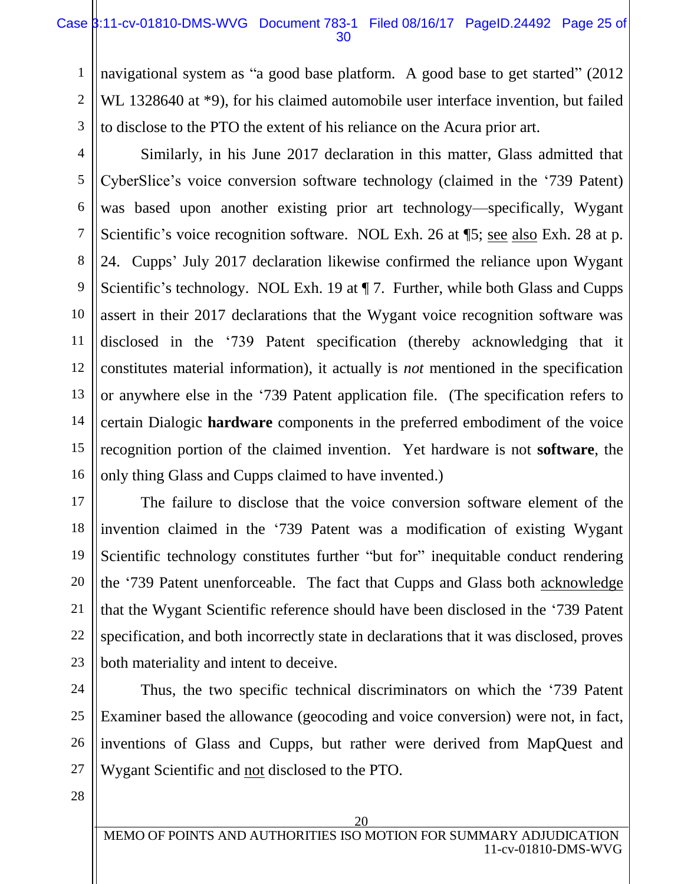navigational system as "a good base platform. A good base to get started" (2012 WL 1328640 at *9), for his claimed automobile user interface invention, but failed to disclose to the PTO the extent of his reliance on the Acura prior art.

Similarly, in his June 2017 declaration in this matter, Glass admitted that CyberSlice's voice conversion software technology (claimed in the '739 Patent) was based upon another existing prior art technology—specifically, Wygant Scientific's voice recognition software. NOL Exh. 26 at ¶5; see also Exh. 28 at p. 24. Cupps' July 2017 declaration likewise confirmed the reliance upon Wygant Scientific's technology. NOL Exh. 19 at ¶ 7. Further, while both Glass and Cupps assert in their 2017 declarations that the Wygant voice recognition software was disclosed in the '739 Patent specification (thereby acknowledging that it constitutes material information), it actually is *not* mentioned in the specification or anywhere else in the '739 Patent application file. (The specification refers to certain Dialogic **hardware** components in the preferred embodiment of the voice recognition portion of the claimed invention. Yet hardware is not **software**, the only thing Glass and Cupps claimed to have invented.)

The failure to disclose that the voice conversion software element of the invention claimed in the '739 Patent was a modification of existing Wygant Scientific technology constitutes further "but for" inequitable conduct rendering the '739 Patent unenforceable. The fact that Cupps and Glass both acknowledge that the Wygant Scientific reference should have been disclosed in the '739 Patent specification, and both incorrectly state in declarations that it was disclosed, proves both materiality and intent to deceive.

Thus, the two specific technical discriminators on which the '739 Patent Examiner based the allowance (geocoding and voice conversion) were not, in fact, inventions of Glass and Cupps, but rather were derived from MapQuest and Wygant Scientific and not disclosed to the PTO.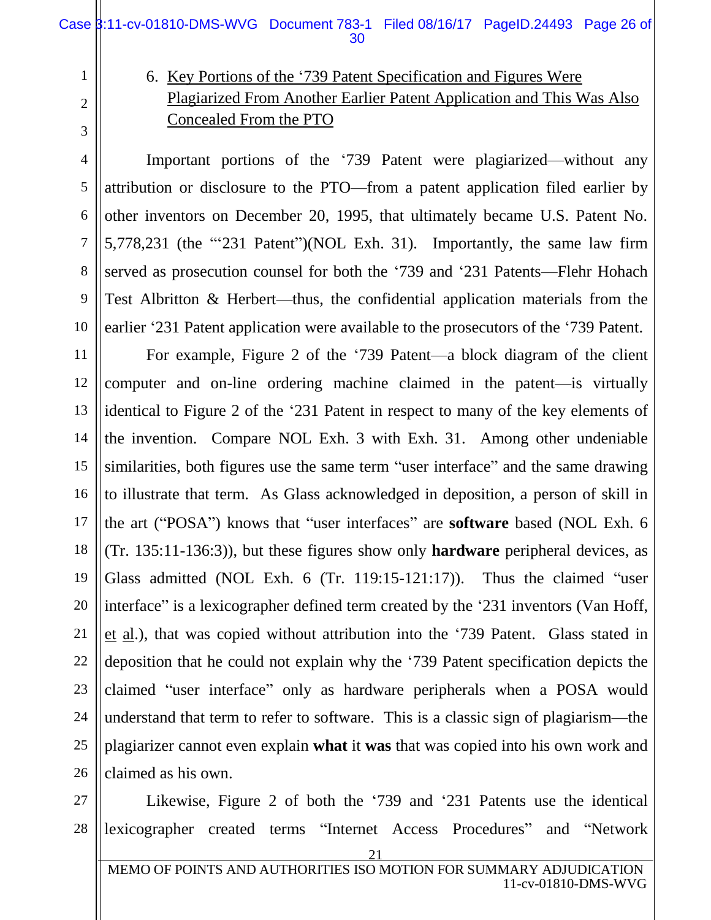6. Key Portions of the '739 Patent Specification and Figures Were Plagiarized From Another Earlier Patent Application and This Was Also Concealed From the PTO

Important portions of the '739 Patent were plagiarized—without any attribution or disclosure to the PTO—from a patent application filed earlier by other inventors on December 20, 1995, that ultimately became U.S. Patent No. 5,778,231 (the "'231 Patent")(NOL Exh. 31). Importantly, the same law firm served as prosecution counsel for both the '739 and '231 Patents—Flehr Hohach Test Albritton & Herbert—thus, the confidential application materials from the earlier '231 Patent application were available to the prosecutors of the '739 Patent.

For example, Figure 2 of the '739 Patent—a block diagram of the client computer and on-line ordering machine claimed in the patent—is virtually identical to Figure 2 of the '231 Patent in respect to many of the key elements of the invention. Compare NOL Exh. 3 with Exh. 31. Among other undeniable similarities, both figures use the same term "user interface" and the same drawing to illustrate that term. As Glass acknowledged in deposition, a person of skill in the art ("POSA") knows that "user interfaces" are **software** based (NOL Exh. 6 (Tr. 135:11-136:3)), but these figures show only **hardware** peripheral devices, as Glass admitted (NOL Exh. 6 (Tr. 119:15-121:17)). Thus the claimed "user interface" is a lexicographer defined term created by the '231 inventors (Van Hoff, et al.), that was copied without attribution into the '739 Patent. Glass stated in deposition that he could not explain why the '739 Patent specification depicts the claimed "user interface" only as hardware peripherals when a POSA would understand that term to refer to software. This is a classic sign of plagiarism—the plagiarizer cannot even explain **what** it **was** that was copied into his own work and claimed as his own.

Likewise, Figure 2 of both the '739 and '231 Patents use the identical lexicographer created terms "Internet Access Procedures" and "Network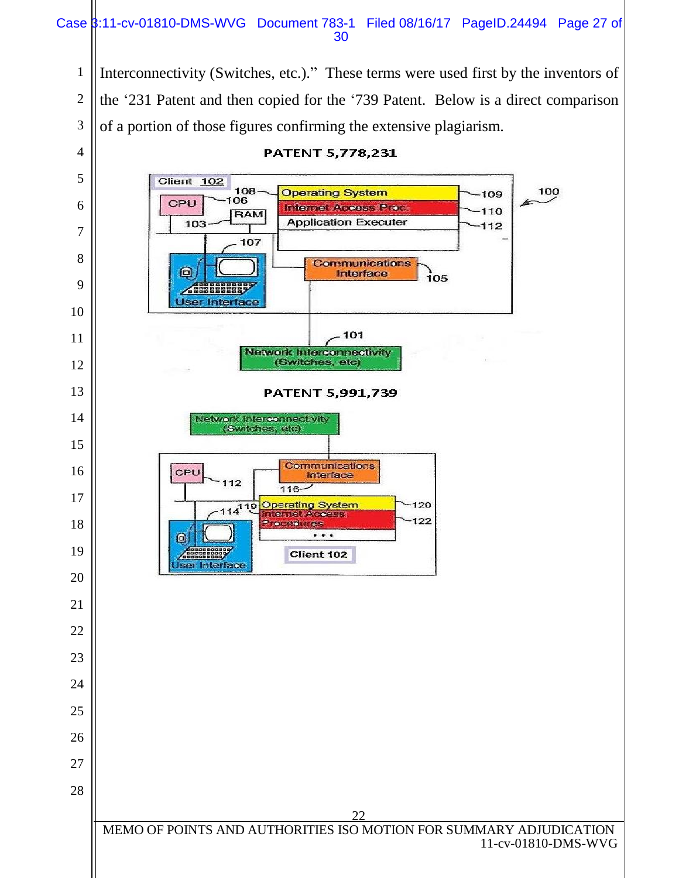Interconnectivity (Switches, etc.)." These terms were used first by the inventors of the '231 Patent and then copied for the '739 Patent. Below is a direct comparison of a portion of those figures confirming the extensive plagiarism.

**PATENT 5,778,231**

Client 102

CPU 106

108

RAM

103

107

Operating System 109

Internet Access Proc. 110

Application Executer 112

100

Communications Interface 105

User Interface

101

Network Interconnectivity (Switches, etc)

**PATENT 5,991,739**

Network Interconnectivity (Switches, etc)

CPU 112

Communications Interface

116

114 119

Operating System 120

Internet Access Procedures 122

. . .

Client 102

User Interface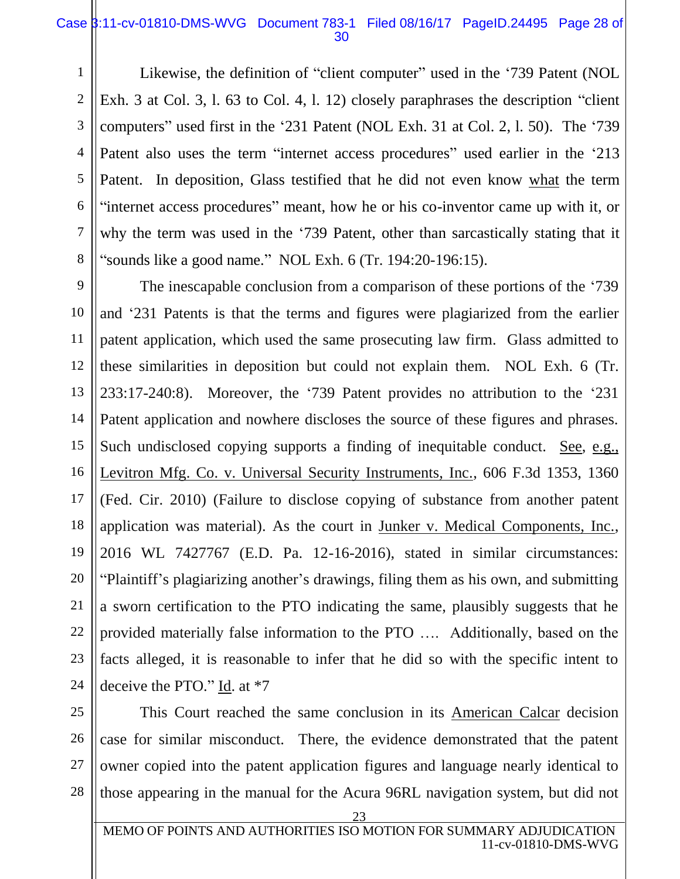Likewise, the definition of "client computer" used in the '739 Patent (NOL Exh. 3 at Col. 3, l. 63 to Col. 4, l. 12) closely paraphrases the description "client computers" used first in the '231 Patent (NOL Exh. 31 at Col. 2, l. 50). The '739 Patent also uses the term "internet access procedures" used earlier in the '213 Patent. In deposition, Glass testified that he did not even know <u>what</u> the term "internet access procedures" meant, how he or his co-inventor came up with it, or why the term was used in the '739 Patent, other than sarcastically stating that it "sounds like a good name." NOL Exh. 6 (Tr. 194:20-196:15).

The inescapable conclusion from a comparison of these portions of the '739 and '231 Patents is that the terms and figures were plagiarized from the earlier patent application, which used the same prosecuting law firm. Glass admitted to these similarities in deposition but could not explain them. NOL Exh. 6 (Tr. 233:17-240:8). Moreover, the '739 Patent provides no attribution to the '231 Patent application and nowhere discloses the source of these figures and phrases. Such undisclosed copying supports a finding of inequitable conduct. <u>See</u>, <u>e.g.,</u> <u>Levitron Mfg. Co. v. Universal Security Instruments, Inc.</u>, 606 F.3d 1353, 1360 (Fed. Cir. 2010) (Failure to disclose copying of substance from another patent application was material). As the court in <u>Junker v. Medical Components, Inc.</u>, 2016 WL 7427767 (E.D. Pa. 12-16-2016), stated in similar circumstances: "Plaintiff's plagiarizing another's drawings, filing them as his own, and submitting a sworn certification to the PTO indicating the same, plausibly suggests that he provided materially false information to the PTO …. Additionally, based on the facts alleged, it is reasonable to infer that he did so with the specific intent to deceive the PTO." <u>Id</u>. at *7

This Court reached the same conclusion in its <u>American Calcar</u> decision case for similar misconduct. There, the evidence demonstrated that the patent owner copied into the patent application figures and language nearly identical to those appearing in the manual for the Acura 96RL navigation system, but did not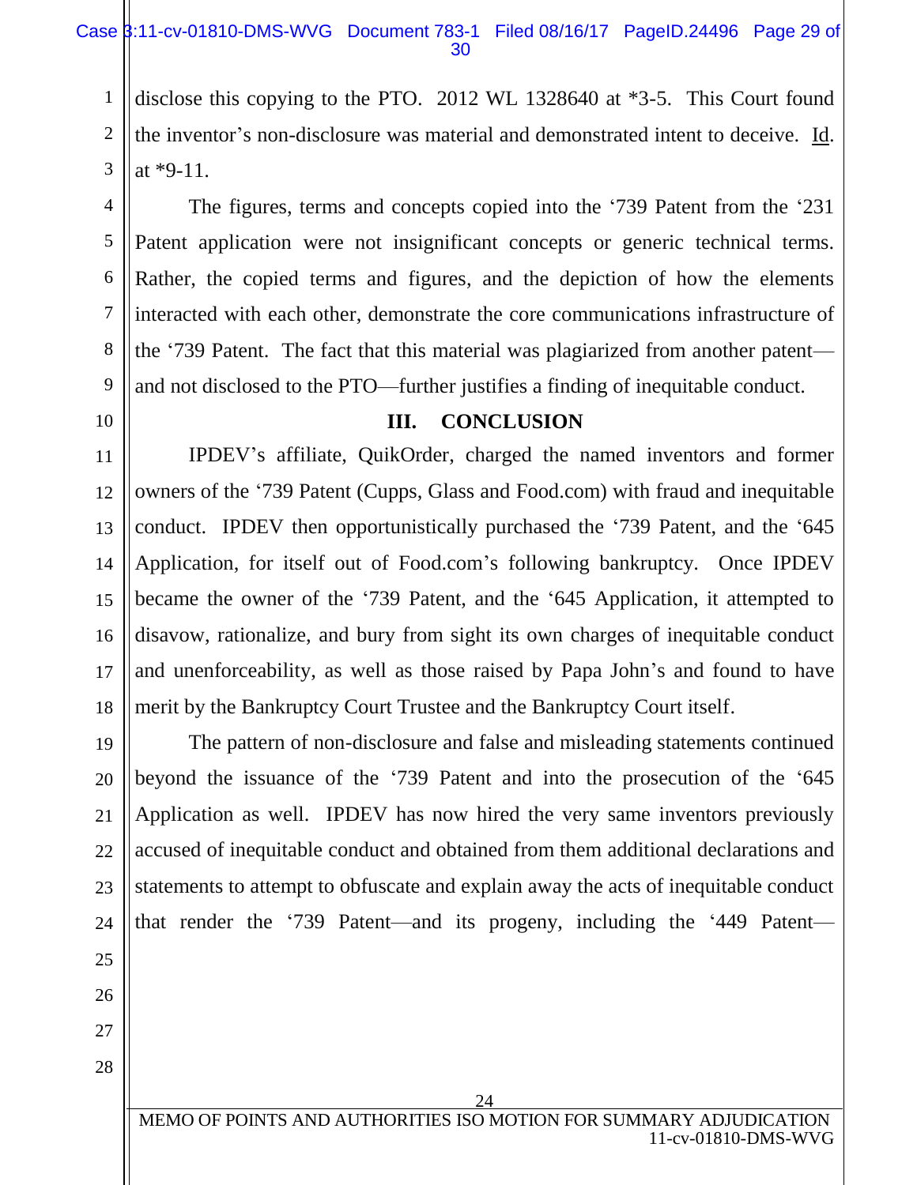disclose this copying to the PTO. 2012 WL 1328640 at *3-5. This Court found the inventor's non-disclosure was material and demonstrated intent to deceive. Id. at *9-11.

The figures, terms and concepts copied into the '739 Patent from the '231 Patent application were not insignificant concepts or generic technical terms. Rather, the copied terms and figures, and the depiction of how the elements interacted with each other, demonstrate the core communications infrastructure of the '739 Patent. The fact that this material was plagiarized from another patent—and not disclosed to the PTO—further justifies a finding of inequitable conduct.

## III. CONCLUSION

IPDEV's affiliate, QuikOrder, charged the named inventors and former owners of the '739 Patent (Cupps, Glass and Food.com) with fraud and inequitable conduct. IPDEV then opportunistically purchased the '739 Patent, and the '645 Application, for itself out of Food.com's following bankruptcy. Once IPDEV became the owner of the '739 Patent, and the '645 Application, it attempted to disavow, rationalize, and bury from sight its own charges of inequitable conduct and unenforceability, as well as those raised by Papa John's and found to have merit by the Bankruptcy Court Trustee and the Bankruptcy Court itself.

The pattern of non-disclosure and false and misleading statements continued beyond the issuance of the '739 Patent and into the prosecution of the '645 Application as well. IPDEV has now hired the very same inventors previously accused of inequitable conduct and obtained from them additional declarations and statements to attempt to obfuscate and explain away the acts of inequitable conduct that render the '739 Patent—and its progeny, including the '449 Patent—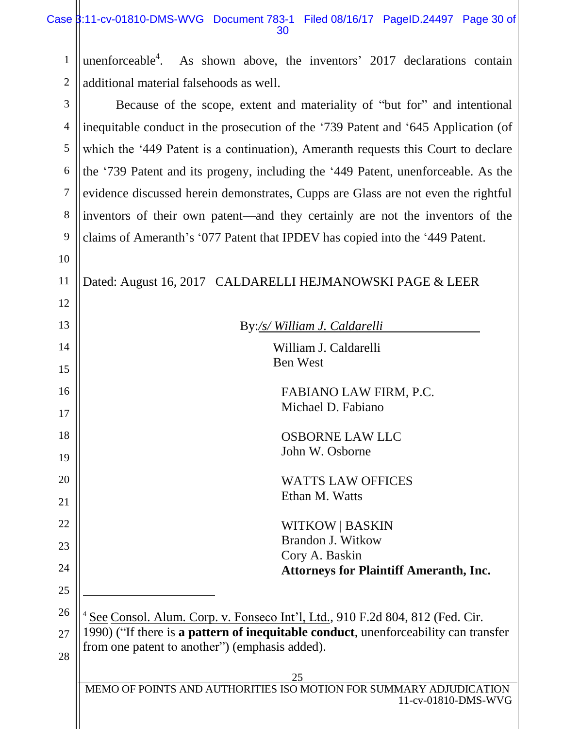unenforceable[4]. As shown above, the inventors' 2017 declarations contain additional material falsehoods as well.

Because of the scope, extent and materiality of "but for" and intentional inequitable conduct in the prosecution of the '739 Patent and '645 Application (of which the '449 Patent is a continuation), Ameranth requests this Court to declare the '739 Patent and its progeny, including the '449 Patent, unenforceable. As the evidence discussed herein demonstrates, Cupps are Glass are not even the rightful inventors of their own patent—and they certainly are not the inventors of the claims of Ameranth's '077 Patent that IPDEV has copied into the '449 Patent.

Dated: August 16, 2017 CALDARELLI HEJMANOWSKI PAGE & LEER

By: */s/ William J. Caldarelli*

William J. Caldarelli
Ben West

FABIANO LAW FIRM, P.C.
Michael D. Fabiano

OSBORNE LAW LLC
John W. Osborne

WATTS LAW OFFICES
Ethan M. Watts

WITKOW | BASKIN
Brandon J. Witkow
Cory A. Baskin
**Attorneys for Plaintiff Ameranth, Inc.**

---

[4] See Consol. Alum. Corp. v. Fonseco Int'l, Ltd., 910 F.2d 804, 812 (Fed. Cir. 1990) ("If there is **a pattern of inequitable conduct**, unenforceability can transfer from one patent to another") (emphasis added).

MEMO OF POINTS AND AUTHORITIES ISO MOTION FOR SUMMARY ADJUDICATION
11-cv-01810-DMS-WVG